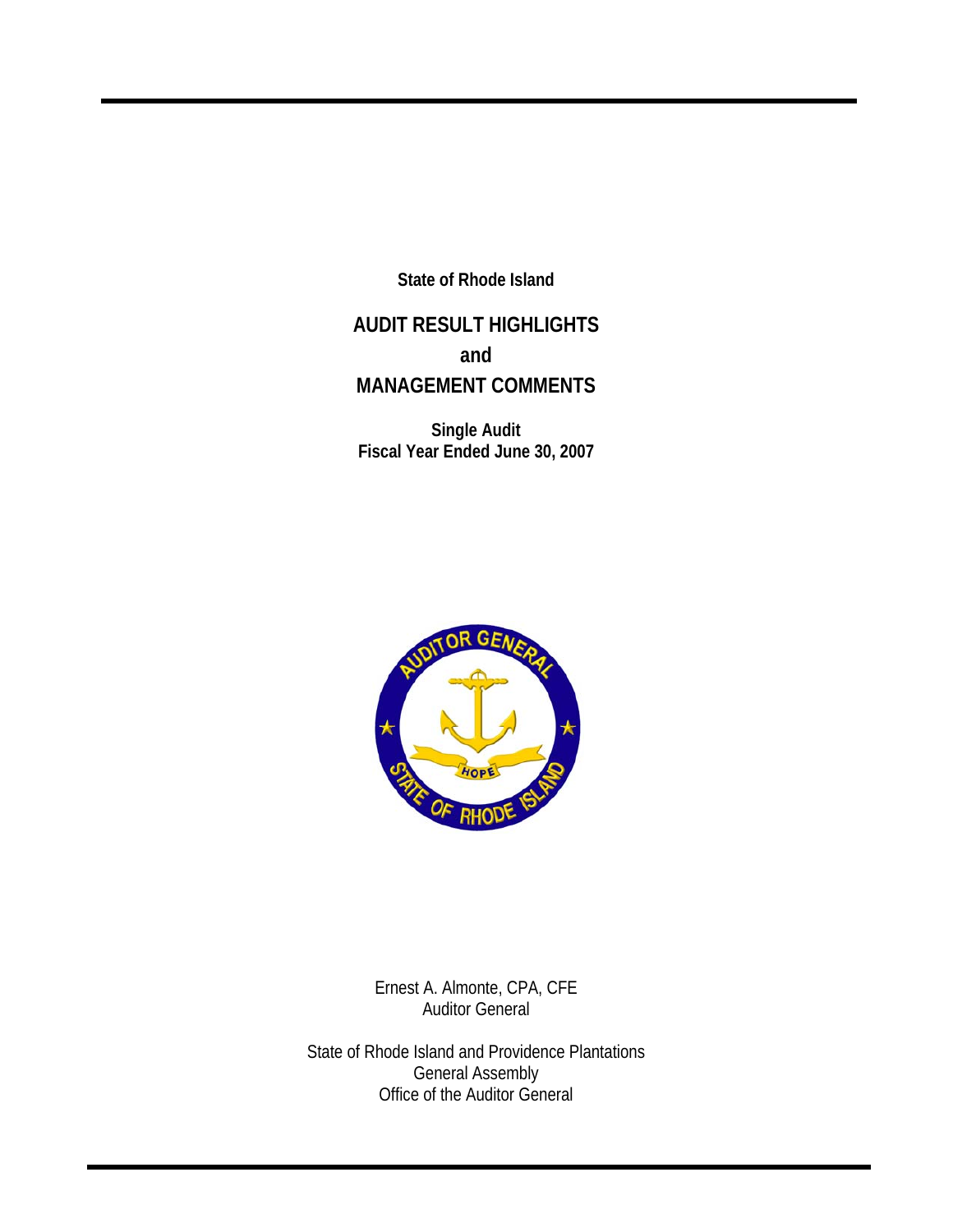**State of Rhode Island**

# AUDIT RESULT HIGHLIGHTS
# and
# MANAGEMENT COMMENTS

**Single Audit**
**Fiscal Year Ended June 30, 2007**

Ernest A. Almonte, CPA, CFE
Auditor General

State of Rhode Island and Providence Plantations
General Assembly
Office of the Auditor General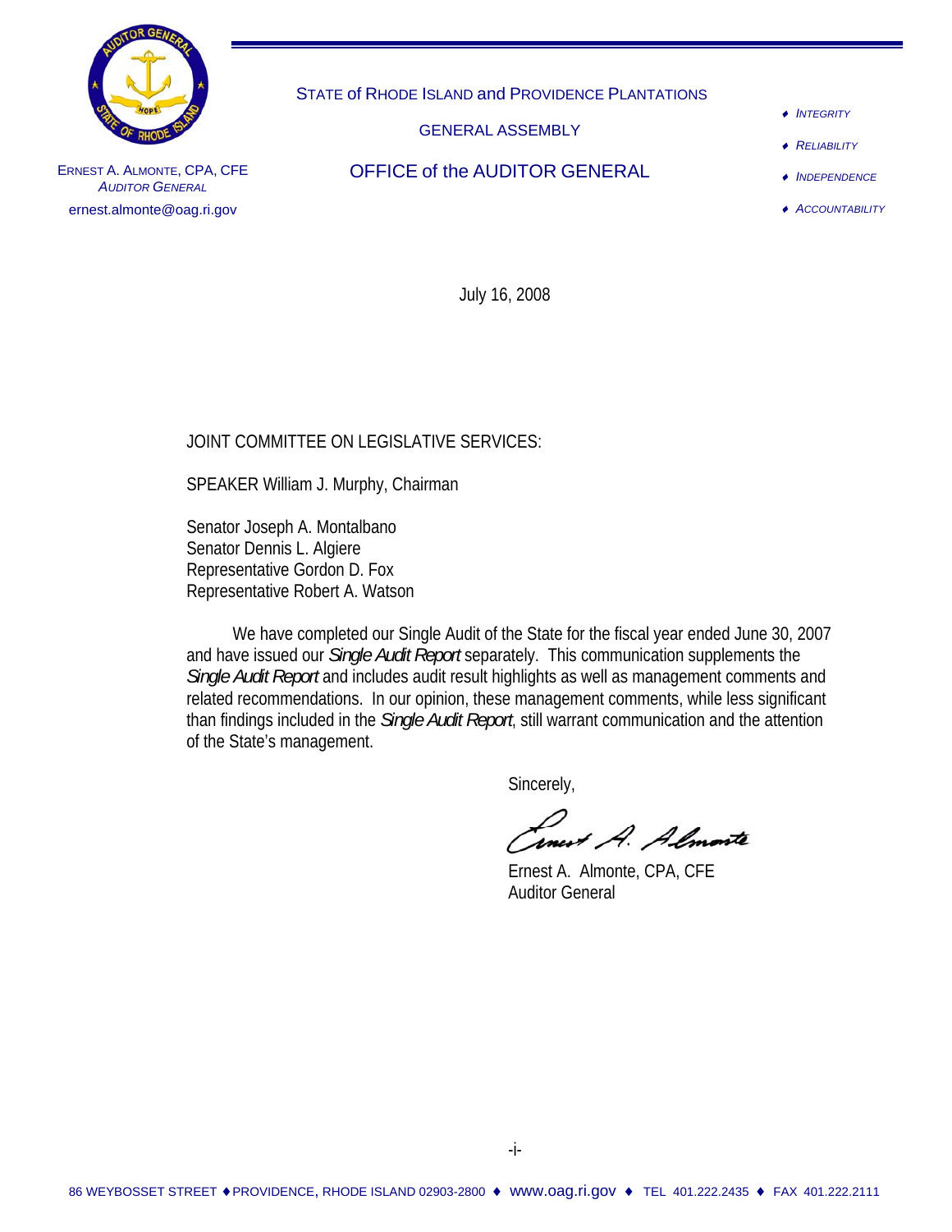STATE of RHODE ISLAND and PROVIDENCE PLANTATIONS

GENERAL ASSEMBLY

OFFICE of the AUDITOR GENERAL

ERNEST A. ALMONTE, CPA, CFE
*AUDITOR GENERAL*
ernest.almonte@oag.ri.gov

- *INTEGRITY*
- *RELIABILITY*
- *INDEPENDENCE*
- *ACCOUNTABILITY*

July 16, 2008

JOINT COMMITTEE ON LEGISLATIVE SERVICES:

SPEAKER William J. Murphy, Chairman

Senator Joseph A. Montalbano
Senator Dennis L. Algiere
Representative Gordon D. Fox
Representative Robert A. Watson

We have completed our Single Audit of the State for the fiscal year ended June 30, 2007 and have issued our *Single Audit Report* separately. This communication supplements the *Single Audit Report* and includes audit result highlights as well as management comments and related recommendations. In our opinion, these management comments, while less significant than findings included in the *Single Audit Report*, still warrant communication and the attention of the State's management.

Sincerely,

Ernest A. Almonte, CPA, CFE
Auditor General

86 WEYBOSSET STREET ♦ PROVIDENCE, RHODE ISLAND 02903-2800 ♦ www.oag.ri.gov ♦ TEL 401.222.2435 ♦ FAX 401.222.2111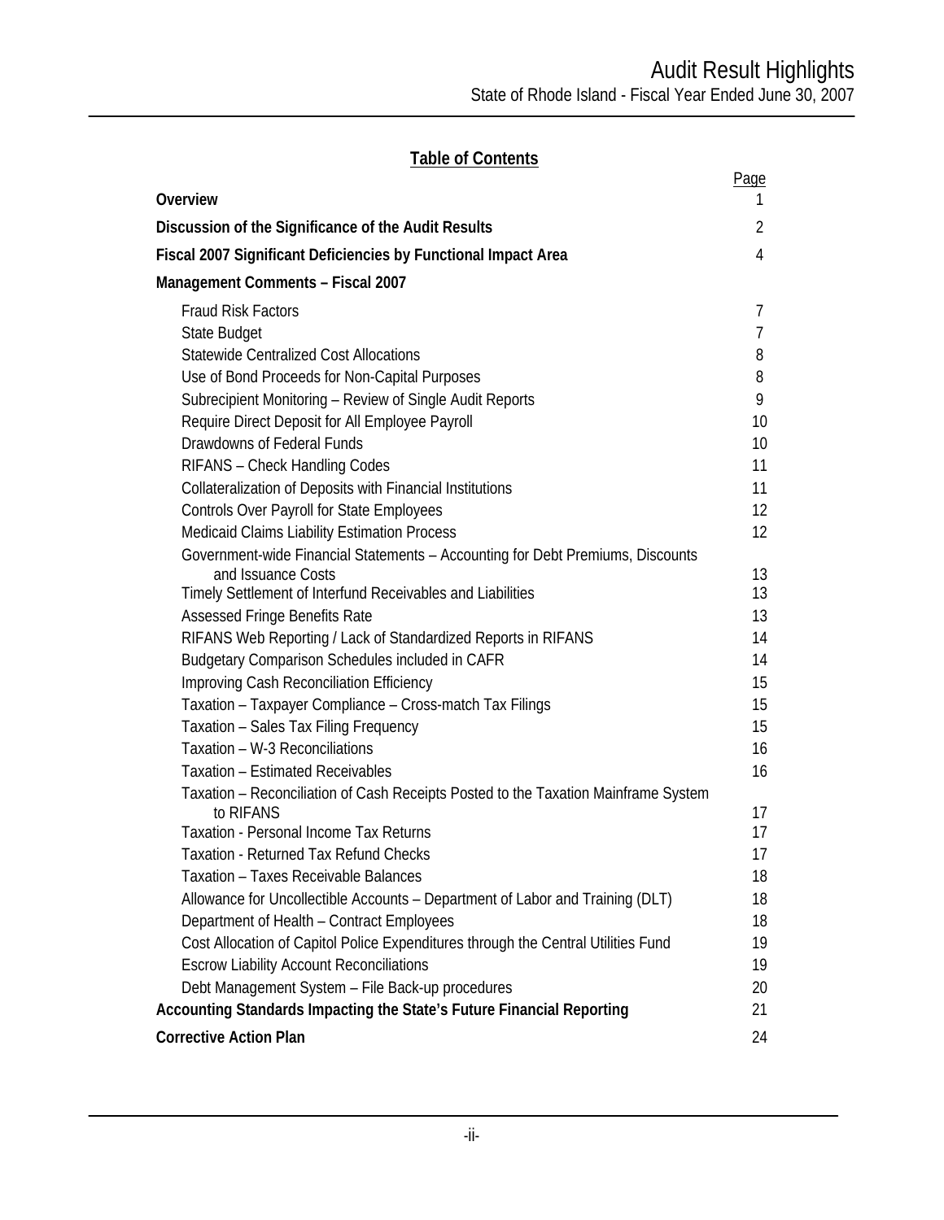## Table of Contents

| | Page |
|---|---|
| **Overview** | 1 |
| **Discussion of the Significance of the Audit Results** | 2 |
| **Fiscal 2007 Significant Deficiencies by Functional Impact Area** | 4 |
| **Management Comments – Fiscal 2007** | |
| Fraud Risk Factors | 7 |
| State Budget | 7 |
| Statewide Centralized Cost Allocations | 8 |
| Use of Bond Proceeds for Non-Capital Purposes | 8 |
| Subrecipient Monitoring – Review of Single Audit Reports | 9 |
| Require Direct Deposit for All Employee Payroll | 10 |
| Drawdowns of Federal Funds | 10 |
| RIFANS – Check Handling Codes | 11 |
| Collateralization of Deposits with Financial Institutions | 11 |
| Controls Over Payroll for State Employees | 12 |
| Medicaid Claims Liability Estimation Process | 12 |
| Government-wide Financial Statements – Accounting for Debt Premiums, Discounts and Issuance Costs | 13 |
| Timely Settlement of Interfund Receivables and Liabilities | 13 |
| Assessed Fringe Benefits Rate | 13 |
| RIFANS Web Reporting / Lack of Standardized Reports in RIFANS | 14 |
| Budgetary Comparison Schedules included in CAFR | 14 |
| Improving Cash Reconciliation Efficiency | 15 |
| Taxation – Taxpayer Compliance – Cross-match Tax Filings | 15 |
| Taxation – Sales Tax Filing Frequency | 15 |
| Taxation – W-3 Reconciliations | 16 |
| Taxation – Estimated Receivables | 16 |
| Taxation – Reconciliation of Cash Receipts Posted to the Taxation Mainframe System to RIFANS | 17 |
| Taxation - Personal Income Tax Returns | 17 |
| Taxation - Returned Tax Refund Checks | 17 |
| Taxation – Taxes Receivable Balances | 18 |
| Allowance for Uncollectible Accounts – Department of Labor and Training (DLT) | 18 |
| Department of Health – Contract Employees | 18 |
| Cost Allocation of Capitol Police Expenditures through the Central Utilities Fund | 19 |
| Escrow Liability Account Reconciliations | 19 |
| Debt Management System – File Back-up procedures | 20 |
| **Accounting Standards Impacting the State's Future Financial Reporting** | 21 |
| **Corrective Action Plan** | 24 |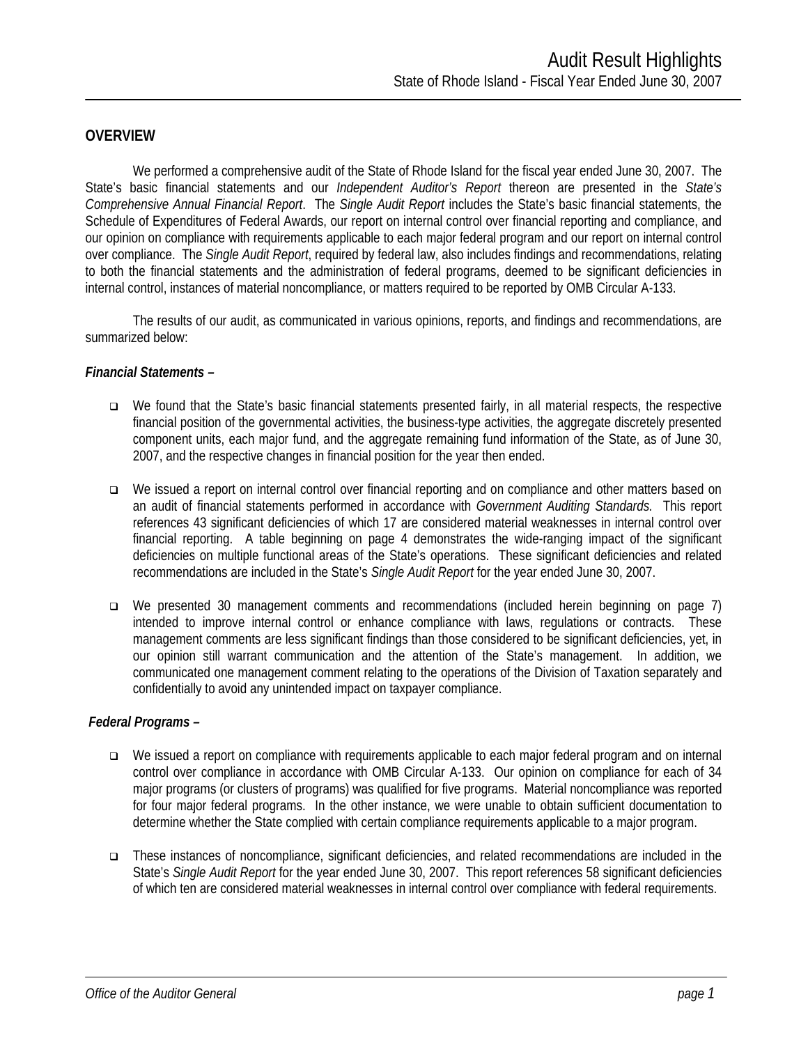## OVERVIEW

We performed a comprehensive audit of the State of Rhode Island for the fiscal year ended June 30, 2007. The State's basic financial statements and our *Independent Auditor's Report* thereon are presented in the *State's Comprehensive Annual Financial Report*. The *Single Audit Report* includes the State's basic financial statements, the Schedule of Expenditures of Federal Awards, our report on internal control over financial reporting and compliance, and our opinion on compliance with requirements applicable to each major federal program and our report on internal control over compliance. The *Single Audit Report*, required by federal law, also includes findings and recommendations, relating to both the financial statements and the administration of federal programs, deemed to be significant deficiencies in internal control, instances of material noncompliance, or matters required to be reported by OMB Circular A-133.

The results of our audit, as communicated in various opinions, reports, and findings and recommendations, are summarized below:

***Financial Statements –***

- We found that the State's basic financial statements presented fairly, in all material respects, the respective financial position of the governmental activities, the business-type activities, the aggregate discretely presented component units, each major fund, and the aggregate remaining fund information of the State, as of June 30, 2007, and the respective changes in financial position for the year then ended.

- We issued a report on internal control over financial reporting and on compliance and other matters based on an audit of financial statements performed in accordance with *Government Auditing Standards.* This report references 43 significant deficiencies of which 17 are considered material weaknesses in internal control over financial reporting. A table beginning on page 4 demonstrates the wide-ranging impact of the significant deficiencies on multiple functional areas of the State's operations. These significant deficiencies and related recommendations are included in the State's *Single Audit Report* for the year ended June 30, 2007.

- We presented 30 management comments and recommendations (included herein beginning on page 7) intended to improve internal control or enhance compliance with laws, regulations or contracts. These management comments are less significant findings than those considered to be significant deficiencies, yet, in our opinion still warrant communication and the attention of the State's management. In addition, we communicated one management comment relating to the operations of the Division of Taxation separately and confidentially to avoid any unintended impact on taxpayer compliance.

***Federal Programs –***

- We issued a report on compliance with requirements applicable to each major federal program and on internal control over compliance in accordance with OMB Circular A-133. Our opinion on compliance for each of 34 major programs (or clusters of programs) was qualified for five programs. Material noncompliance was reported for four major federal programs. In the other instance, we were unable to obtain sufficient documentation to determine whether the State complied with certain compliance requirements applicable to a major program.

- These instances of noncompliance, significant deficiencies, and related recommendations are included in the State's *Single Audit Report* for the year ended June 30, 2007. This report references 58 significant deficiencies of which ten are considered material weaknesses in internal control over compliance with federal requirements.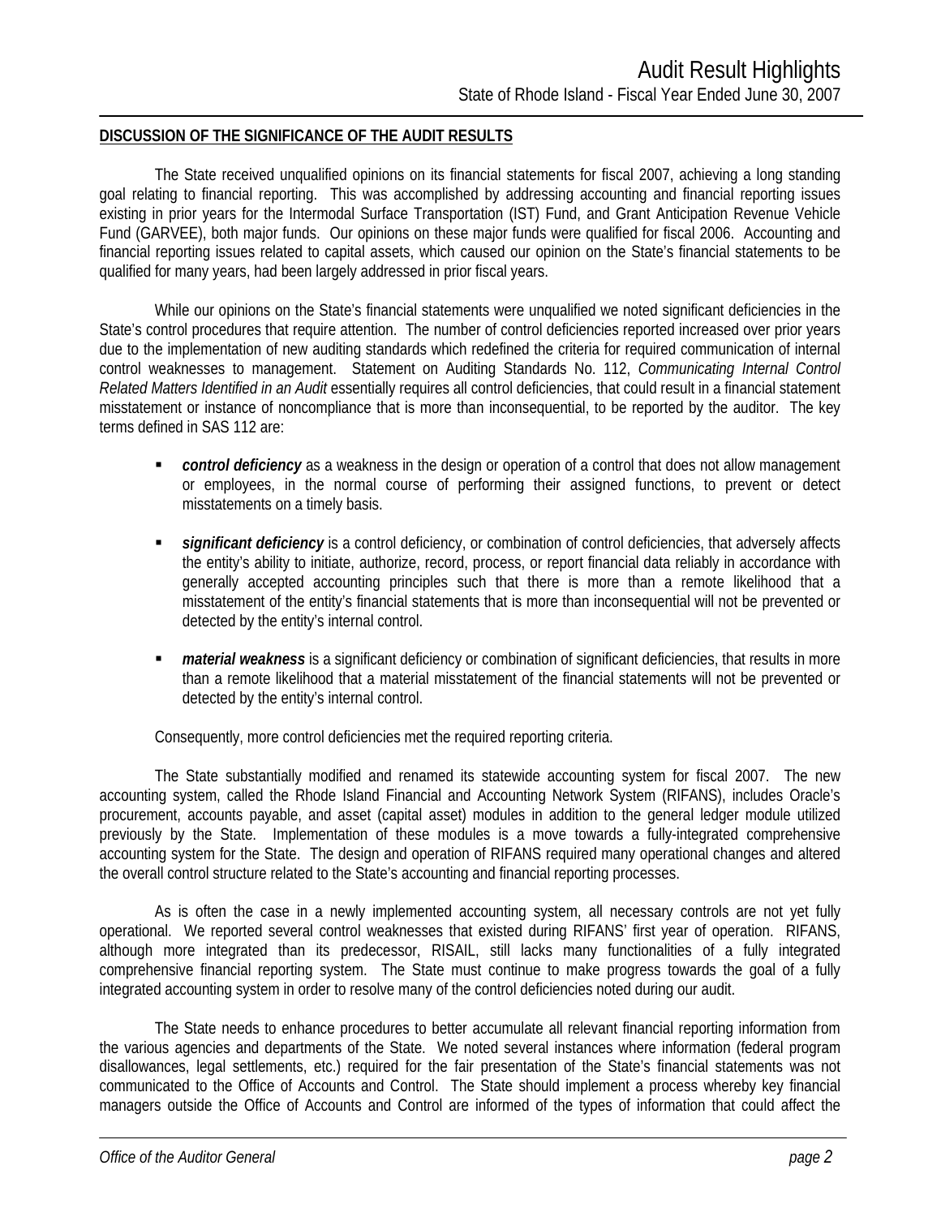**DISCUSSION OF THE SIGNIFICANCE OF THE AUDIT RESULTS**

The State received unqualified opinions on its financial statements for fiscal 2007, achieving a long standing goal relating to financial reporting. This was accomplished by addressing accounting and financial reporting issues existing in prior years for the Intermodal Surface Transportation (IST) Fund, and Grant Anticipation Revenue Vehicle Fund (GARVEE), both major funds. Our opinions on these major funds were qualified for fiscal 2006. Accounting and financial reporting issues related to capital assets, which caused our opinion on the State's financial statements to be qualified for many years, had been largely addressed in prior fiscal years.

While our opinions on the State's financial statements were unqualified we noted significant deficiencies in the State's control procedures that require attention. The number of control deficiencies reported increased over prior years due to the implementation of new auditing standards which redefined the criteria for required communication of internal control weaknesses to management. Statement on Auditing Standards No. 112, *Communicating Internal Control Related Matters Identified in an Audit* essentially requires all control deficiencies, that could result in a financial statement misstatement or instance of noncompliance that is more than inconsequential, to be reported by the auditor. The key terms defined in SAS 112 are:

- ***control deficiency*** as a weakness in the design or operation of a control that does not allow management or employees, in the normal course of performing their assigned functions, to prevent or detect misstatements on a timely basis.
- ***significant deficiency*** is a control deficiency, or combination of control deficiencies, that adversely affects the entity's ability to initiate, authorize, record, process, or report financial data reliably in accordance with generally accepted accounting principles such that there is more than a remote likelihood that a misstatement of the entity's financial statements that is more than inconsequential will not be prevented or detected by the entity's internal control.
- ***material weakness*** is a significant deficiency or combination of significant deficiencies, that results in more than a remote likelihood that a material misstatement of the financial statements will not be prevented or detected by the entity's internal control.

Consequently, more control deficiencies met the required reporting criteria.

The State substantially modified and renamed its statewide accounting system for fiscal 2007. The new accounting system, called the Rhode Island Financial and Accounting Network System (RIFANS), includes Oracle's procurement, accounts payable, and asset (capital asset) modules in addition to the general ledger module utilized previously by the State. Implementation of these modules is a move towards a fully-integrated comprehensive accounting system for the State. The design and operation of RIFANS required many operational changes and altered the overall control structure related to the State's accounting and financial reporting processes.

As is often the case in a newly implemented accounting system, all necessary controls are not yet fully operational. We reported several control weaknesses that existed during RIFANS' first year of operation. RIFANS, although more integrated than its predecessor, RISAIL, still lacks many functionalities of a fully integrated comprehensive financial reporting system. The State must continue to make progress towards the goal of a fully integrated accounting system in order to resolve many of the control deficiencies noted during our audit.

The State needs to enhance procedures to better accumulate all relevant financial reporting information from the various agencies and departments of the State. We noted several instances where information (federal program disallowances, legal settlements, etc.) required for the fair presentation of the State's financial statements was not communicated to the Office of Accounts and Control. The State should implement a process whereby key financial managers outside the Office of Accounts and Control are informed of the types of information that could affect the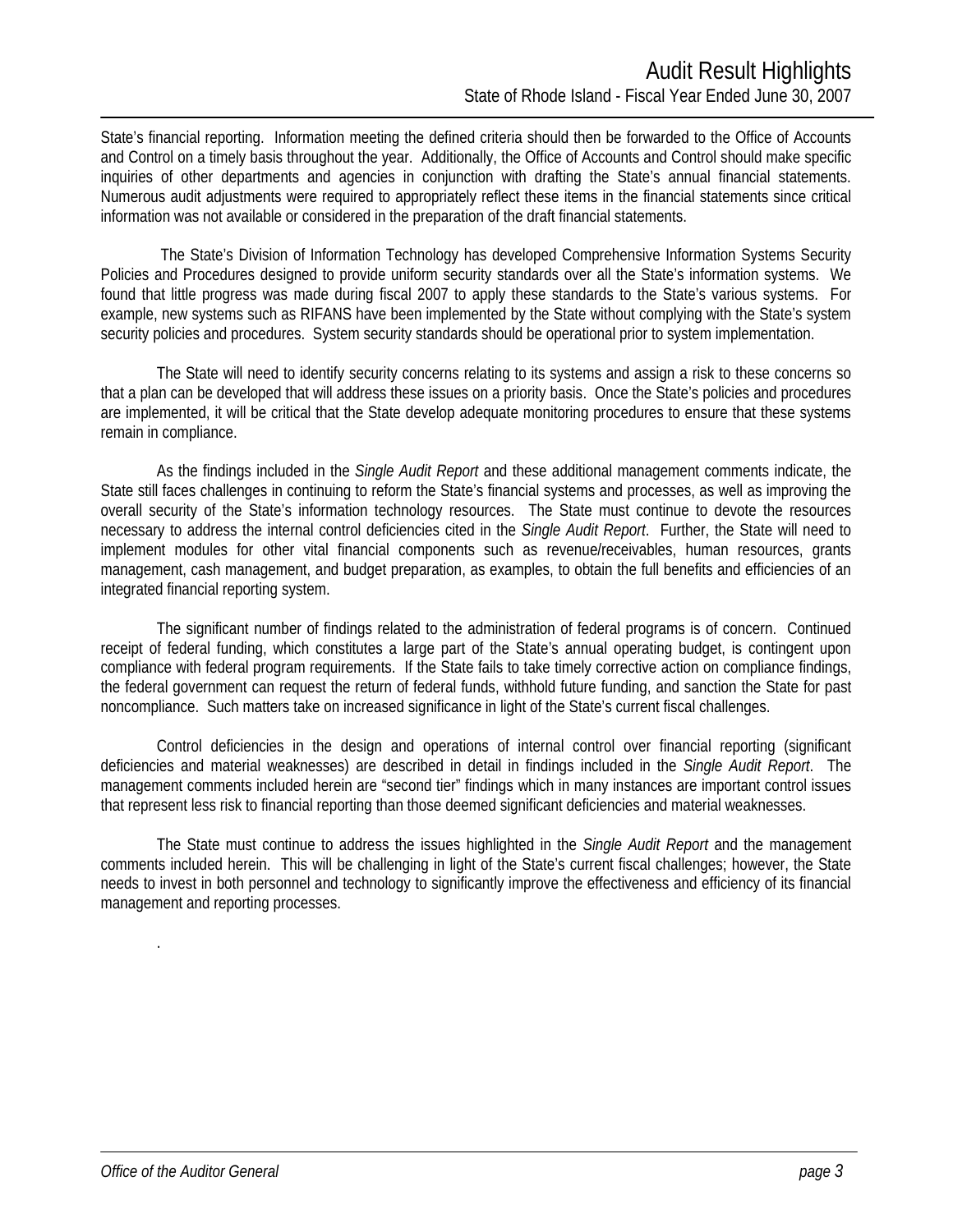State's financial reporting. Information meeting the defined criteria should then be forwarded to the Office of Accounts and Control on a timely basis throughout the year. Additionally, the Office of Accounts and Control should make specific inquiries of other departments and agencies in conjunction with drafting the State's annual financial statements. Numerous audit adjustments were required to appropriately reflect these items in the financial statements since critical information was not available or considered in the preparation of the draft financial statements.

The State's Division of Information Technology has developed Comprehensive Information Systems Security Policies and Procedures designed to provide uniform security standards over all the State's information systems. We found that little progress was made during fiscal 2007 to apply these standards to the State's various systems. For example, new systems such as RIFANS have been implemented by the State without complying with the State's system security policies and procedures. System security standards should be operational prior to system implementation.

The State will need to identify security concerns relating to its systems and assign a risk to these concerns so that a plan can be developed that will address these issues on a priority basis. Once the State's policies and procedures are implemented, it will be critical that the State develop adequate monitoring procedures to ensure that these systems remain in compliance.

As the findings included in the *Single Audit Report* and these additional management comments indicate, the State still faces challenges in continuing to reform the State's financial systems and processes, as well as improving the overall security of the State's information technology resources. The State must continue to devote the resources necessary to address the internal control deficiencies cited in the *Single Audit Report*. Further, the State will need to implement modules for other vital financial components such as revenue/receivables, human resources, grants management, cash management, and budget preparation, as examples, to obtain the full benefits and efficiencies of an integrated financial reporting system.

The significant number of findings related to the administration of federal programs is of concern. Continued receipt of federal funding, which constitutes a large part of the State's annual operating budget, is contingent upon compliance with federal program requirements. If the State fails to take timely corrective action on compliance findings, the federal government can request the return of federal funds, withhold future funding, and sanction the State for past noncompliance. Such matters take on increased significance in light of the State's current fiscal challenges.

Control deficiencies in the design and operations of internal control over financial reporting (significant deficiencies and material weaknesses) are described in detail in findings included in the *Single Audit Report*. The management comments included herein are "second tier" findings which in many instances are important control issues that represent less risk to financial reporting than those deemed significant deficiencies and material weaknesses.

The State must continue to address the issues highlighted in the *Single Audit Report* and the management comments included herein. This will be challenging in light of the State's current fiscal challenges; however, the State needs to invest in both personnel and technology to significantly improve the effectiveness and efficiency of its financial management and reporting processes.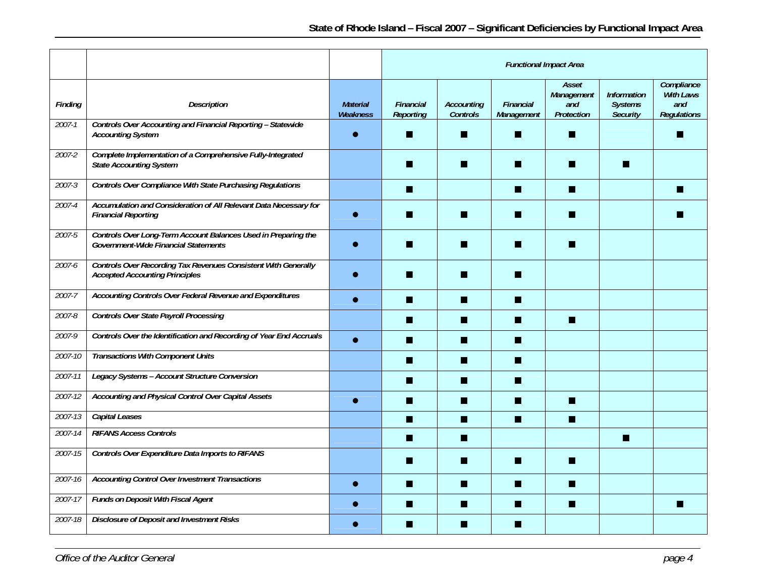## State of Rhode Island – Fiscal 2007 – Significant Deficiencies by Functional Impact Area

| Finding | Description | Material Weakness | Functional Impact Area: Financial Reporting | Accounting Controls | Financial Management | Asset Management and Protection | Information Systems Security | Compliance With Laws and Regulations |
|---|---|---|---|---|---|---|---|---|
| 2007-1 | Controls Over Accounting and Financial Reporting – Statewide Accounting System | ● | ■ | ■ | ■ | ■ | | ■ |
| 2007-2 | Complete Implementation of a Comprehensive Fully-Integrated State Accounting System | | ■ | ■ | ■ | ■ | ■ | |
| 2007-3 | Controls Over Compliance With State Purchasing Regulations | | ■ | | ■ | ■ | | ■ |
| 2007-4 | Accumulation and Consideration of All Relevant Data Necessary for Financial Reporting | ● | ■ | ■ | ■ | ■ | | ■ |
| 2007-5 | Controls Over Long-Term Account Balances Used in Preparing the Government-Wide Financial Statements | ● | ■ | ■ | ■ | ■ | | |
| 2007-6 | Controls Over Recording Tax Revenues Consistent With Generally Accepted Accounting Principles | ● | ■ | ■ | ■ | | | |
| 2007-7 | Accounting Controls Over Federal Revenue and Expenditures | ● | ■ | ■ | ■ | | | |
| 2007-8 | Controls Over State Payroll Processing | | ■ | ■ | ■ | ■ | | |
| 2007-9 | Controls Over the Identification and Recording of Year End Accruals | ● | ■ | ■ | ■ | | | |
| 2007-10 | Transactions With Component Units | | ■ | ■ | ■ | | | |
| 2007-11 | Legacy Systems – Account Structure Conversion | | ■ | ■ | ■ | | | |
| 2007-12 | Accounting and Physical Control Over Capital Assets | ● | ■ | ■ | ■ | ■ | | |
| 2007-13 | Capital Leases | | ■ | ■ | ■ | ■ | | |
| 2007-14 | RIFANS Access Controls | | ■ | ■ | | | ■ | |
| 2007-15 | Controls Over Expenditure Data Imports to RIFANS | | ■ | ■ | ■ | ■ | | |
| 2007-16 | Accounting Control Over Investment Transactions | ● | ■ | ■ | ■ | ■ | | |
| 2007-17 | Funds on Deposit With Fiscal Agent | ● | ■ | ■ | ■ | ■ | | ■ |
| 2007-18 | Disclosure of Deposit and Investment Risks | ● | ■ | ■ | ■ | | | |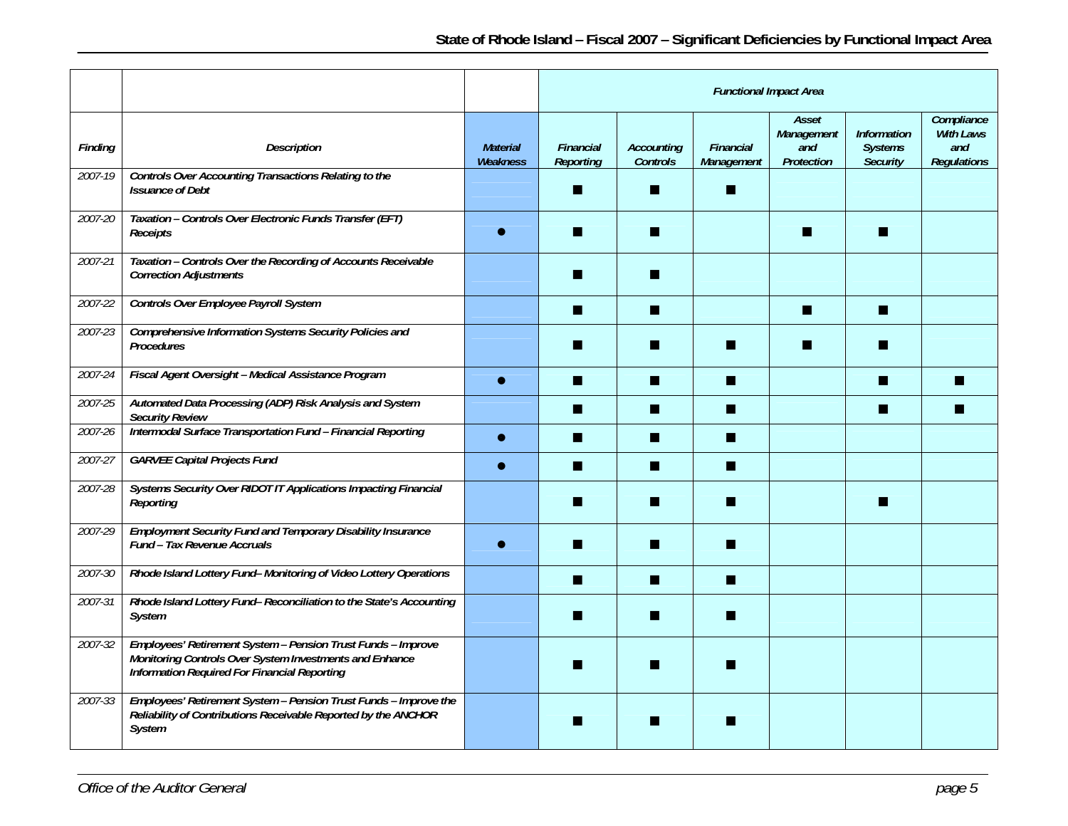## State of Rhode Island – Fiscal 2007 – Significant Deficiencies by Functional Impact Area

| | | | *Functional Impact Area* | | | | | |
|---|---|---|---|---|---|---|---|---|
| *Finding* | *Description* | *Material Weakness* | *Financial Reporting* | *Accounting Controls* | *Financial Management* | *Asset Management and Protection* | *Information Systems Security* | *Compliance With Laws and Regulations* |
| 2007-19 | ***Controls Over Accounting Transactions Relating to the Issuance of Debt*** | | ■ | ■ | ■ | | | |
| 2007-20 | ***Taxation – Controls Over Electronic Funds Transfer (EFT) Receipts*** | ● | ■ | ■ | | ■ | ■ | |
| 2007-21 | ***Taxation – Controls Over the Recording of Accounts Receivable Correction Adjustments*** | | ■ | ■ | | | | |
| 2007-22 | ***Controls Over Employee Payroll System*** | | ■ | ■ | | ■ | ■ | |
| 2007-23 | ***Comprehensive Information Systems Security Policies and Procedures*** | | ■ | ■ | ■ | ■ | ■ | |
| 2007-24 | ***Fiscal Agent Oversight – Medical Assistance Program*** | ● | ■ | ■ | ■ | | ■ | ■ |
| 2007-25 | ***Automated Data Processing (ADP) Risk Analysis and System Security Review*** | | ■ | ■ | ■ | | ■ | ■ |
| 2007-26 | ***Intermodal Surface Transportation Fund – Financial Reporting*** | ● | ■ | ■ | ■ | | | |
| 2007-27 | ***GARVEE Capital Projects Fund*** | ● | ■ | ■ | ■ | | | |
| 2007-28 | ***Systems Security Over RIDOT IT Applications Impacting Financial Reporting*** | | ■ | ■ | ■ | | ■ | |
| 2007-29 | ***Employment Security Fund and Temporary Disability Insurance Fund – Tax Revenue Accruals*** | ● | ■ | ■ | ■ | | | |
| 2007-30 | ***Rhode Island Lottery Fund– Monitoring of Video Lottery Operations*** | | ■ | ■ | ■ | | | |
| 2007-31 | ***Rhode Island Lottery Fund– Reconciliation to the State's Accounting System*** | | ■ | ■ | ■ | | | |
| 2007-32 | ***Employees' Retirement System – Pension Trust Funds – Improve Monitoring Controls Over System Investments and Enhance Information Required For Financial Reporting*** | | ■ | ■ | ■ | | | |
| 2007-33 | ***Employees' Retirement System – Pension Trust Funds – Improve the Reliability of Contributions Receivable Reported by the ANCHOR System*** | | ■ | ■ | ■ | | | |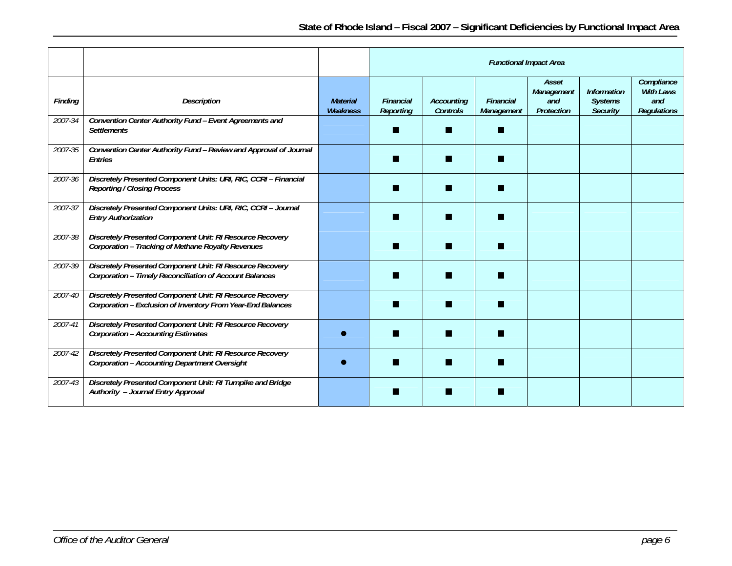## State of Rhode Island – Fiscal 2007 – Significant Deficiencies by Functional Impact Area

| | | | Functional Impact Area | | | | | |
|---|---|---|---|---|---|---|---|---|
| Finding | Description | Material Weakness | Financial Reporting | Accounting Controls | Financial Management | Asset Management and Protection | Information Systems Security | Compliance With Laws and Regulations |
| 2007-34 | Convention Center Authority Fund – Event Agreements and Settlements | | ■ | ■ | ■ | | | |
| 2007-35 | Convention Center Authority Fund – Review and Approval of Journal Entries | | ■ | ■ | ■ | | | |
| 2007-36 | Discretely Presented Component Units: URI, RIC, CCRI – Financial Reporting / Closing Process | | ■ | ■ | ■ | | | |
| 2007-37 | Discretely Presented Component Units: URI, RIC, CCRI – Journal Entry Authorization | | ■ | ■ | ■ | | | |
| 2007-38 | Discretely Presented Component Unit: RI Resource Recovery Corporation – Tracking of Methane Royalty Revenues | | ■ | ■ | ■ | | | |
| 2007-39 | Discretely Presented Component Unit: RI Resource Recovery Corporation – Timely Reconciliation of Account Balances | | ■ | ■ | ■ | | | |
| 2007-40 | Discretely Presented Component Unit: RI Resource Recovery Corporation – Exclusion of Inventory From Year-End Balances | | ■ | ■ | ■ | | | |
| 2007-41 | Discretely Presented Component Unit: RI Resource Recovery Corporation – Accounting Estimates | ● | ■ | ■ | ■ | | | |
| 2007-42 | Discretely Presented Component Unit: RI Resource Recovery Corporation – Accounting Department Oversight | ● | ■ | ■ | ■ | | | |
| 2007-43 | Discretely Presented Component Unit: RI Turnpike and Bridge Authority – Journal Entry Approval | | ■ | ■ | ■ | | | |

*Office of the Auditor General*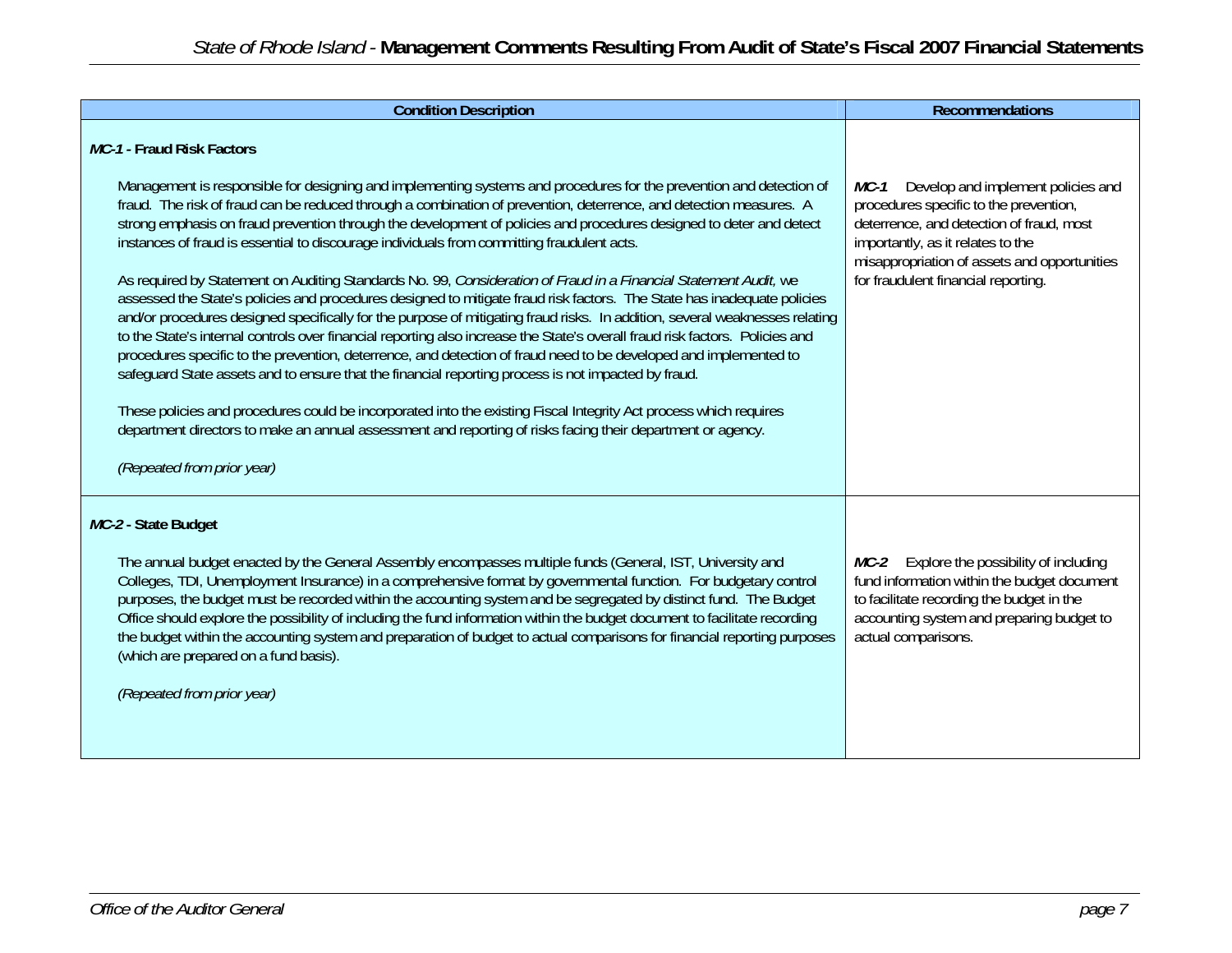| Condition Description | Recommendations |
|---|---|
| ***MC-1* - Fraud Risk Factors**<br><br>Management is responsible for designing and implementing systems and procedures for the prevention and detection of fraud. The risk of fraud can be reduced through a combination of prevention, deterrence, and detection measures. A strong emphasis on fraud prevention through the development of policies and procedures designed to deter and detect instances of fraud is essential to discourage individuals from committing fraudulent acts.<br><br>As required by Statement on Auditing Standards No. 99, *Consideration of Fraud in a Financial Statement Audit,* we assessed the State's policies and procedures designed to mitigate fraud risk factors. The State has inadequate policies and/or procedures designed specifically for the purpose of mitigating fraud risks. In addition, several weaknesses relating to the State's internal controls over financial reporting also increase the State's overall fraud risk factors. Policies and procedures specific to the prevention, deterrence, and detection of fraud need to be developed and implemented to safeguard State assets and to ensure that the financial reporting process is not impacted by fraud.<br><br>These policies and procedures could be incorporated into the existing Fiscal Integrity Act process which requires department directors to make an annual assessment and reporting of risks facing their department or agency.<br><br>*(Repeated from prior year)* | ***MC-1*** Develop and implement policies and procedures specific to the prevention, deterrence, and detection of fraud, most importantly, as it relates to the misappropriation of assets and opportunities for fraudulent financial reporting. |
| ***MC-2* - State Budget**<br><br>The annual budget enacted by the General Assembly encompasses multiple funds (General, IST, University and Colleges, TDI, Unemployment Insurance) in a comprehensive format by governmental function. For budgetary control purposes, the budget must be recorded within the accounting system and be segregated by distinct fund. The Budget Office should explore the possibility of including the fund information within the budget document to facilitate recording the budget within the accounting system and preparation of budget to actual comparisons for financial reporting purposes (which are prepared on a fund basis).<br><br>*(Repeated from prior year)* | ***MC-2*** Explore the possibility of including fund information within the budget document to facilitate recording the budget in the accounting system and preparing budget to actual comparisons. |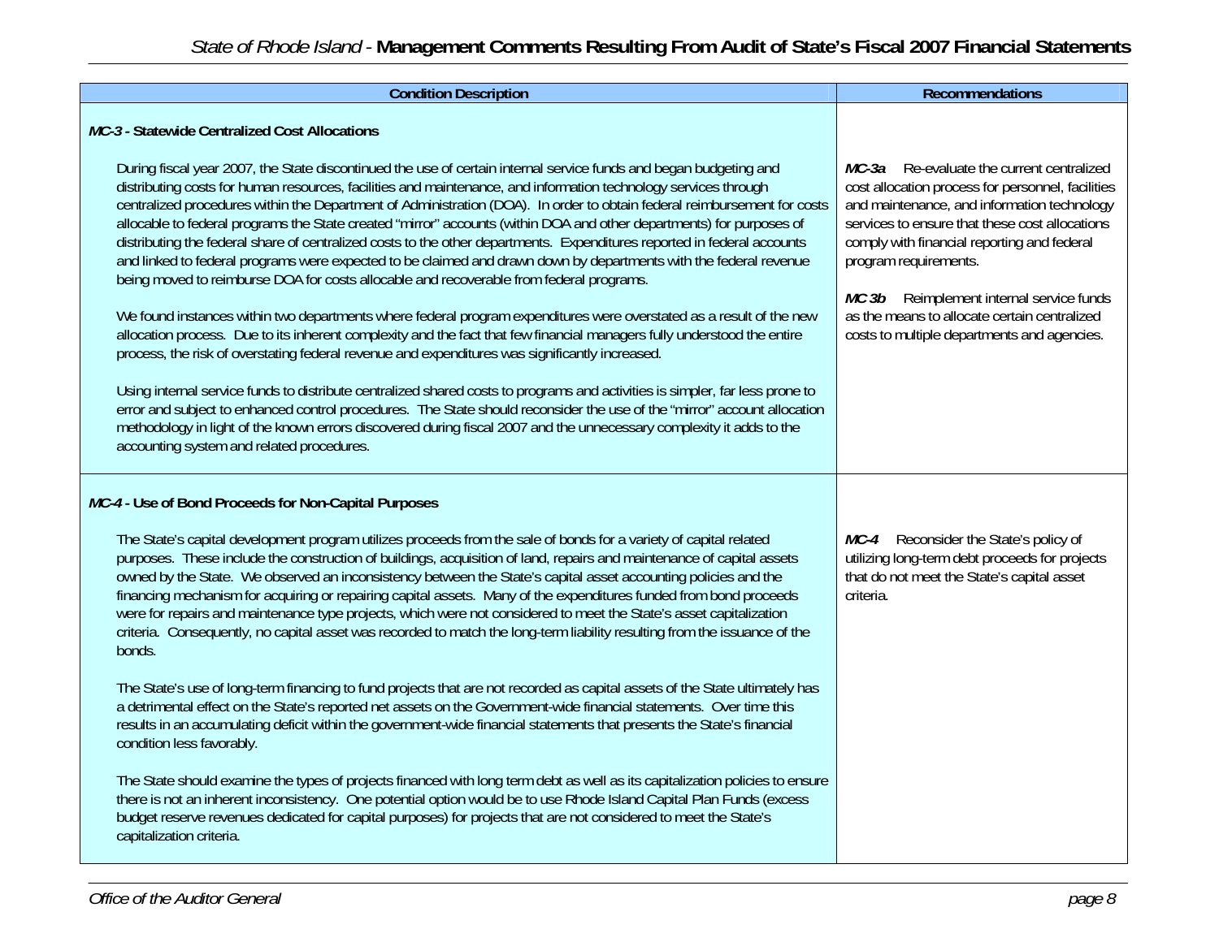| Condition Description | Recommendations |
|---|---|
| ***MC-3* - Statewide Centralized Cost Allocations**<br><br>During fiscal year 2007, the State discontinued the use of certain internal service funds and began budgeting and distributing costs for human resources, facilities and maintenance, and information technology services through centralized procedures within the Department of Administration (DOA). In order to obtain federal reimbursement for costs allocable to federal programs the State created "mirror" accounts (within DOA and other departments) for purposes of distributing the federal share of centralized costs to the other departments. Expenditures reported in federal accounts and linked to federal programs were expected to be claimed and drawn down by departments with the federal revenue being moved to reimburse DOA for costs allocable and recoverable from federal programs.<br><br>We found instances within two departments where federal program expenditures were overstated as a result of the new allocation process. Due to its inherent complexity and the fact that few financial managers fully understood the entire process, the risk of overstating federal revenue and expenditures was significantly increased.<br><br>Using internal service funds to distribute centralized shared costs to programs and activities is simpler, far less prone to error and subject to enhanced control procedures. The State should reconsider the use of the "mirror" account allocation methodology in light of the known errors discovered during fiscal 2007 and the unnecessary complexity it adds to the accounting system and related procedures. | ***MC-3a*** Re-evaluate the current centralized cost allocation process for personnel, facilities and maintenance, and information technology services to ensure that these cost allocations comply with financial reporting and federal program requirements.<br><br>***MC 3b*** Reimplement internal service funds as the means to allocate certain centralized costs to multiple departments and agencies. |
| ***MC-4* - Use of Bond Proceeds for Non-Capital Purposes**<br><br>The State's capital development program utilizes proceeds from the sale of bonds for a variety of capital related purposes. These include the construction of buildings, acquisition of land, repairs and maintenance of capital assets owned by the State. We observed an inconsistency between the State's capital asset accounting policies and the financing mechanism for acquiring or repairing capital assets. Many of the expenditures funded from bond proceeds were for repairs and maintenance type projects, which were not considered to meet the State's asset capitalization criteria. Consequently, no capital asset was recorded to match the long-term liability resulting from the issuance of the bonds.<br><br>The State's use of long-term financing to fund projects that are not recorded as capital assets of the State ultimately has a detrimental effect on the State's reported net assets on the Government-wide financial statements. Over time this results in an accumulating deficit within the government-wide financial statements that presents the State's financial condition less favorably.<br><br>The State should examine the types of projects financed with long term debt as well as its capitalization policies to ensure there is not an inherent inconsistency. One potential option would be to use Rhode Island Capital Plan Funds (excess budget reserve revenues dedicated for capital purposes) for projects that are not considered to meet the State's capitalization criteria. | ***MC-4*** Reconsider the State's policy of utilizing long-term debt proceeds for projects that do not meet the State's capital asset criteria. |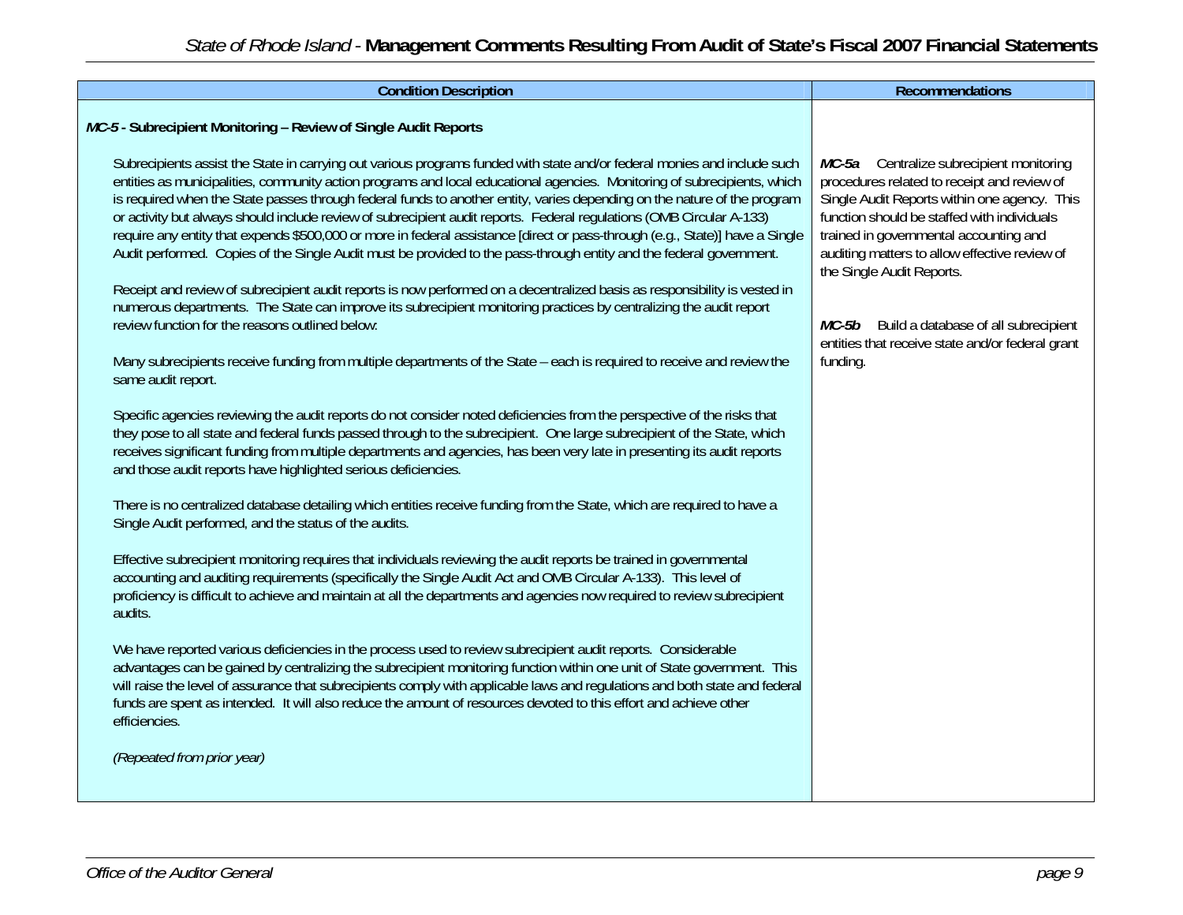| Condition Description | Recommendations |
|---|---|
| ***MC-5* - Subrecipient Monitoring – Review of Single Audit Reports** | |
| Subrecipients assist the State in carrying out various programs funded with state and/or federal monies and include such entities as municipalities, community action programs and local educational agencies. Monitoring of subrecipients, which is required when the State passes through federal funds to another entity, varies depending on the nature of the program or activity but always should include review of subrecipient audit reports. Federal regulations (OMB Circular A-133) require any entity that expends $500,000 or more in federal assistance [direct or pass-through (e.g., State)] have a Single Audit performed. Copies of the Single Audit must be provided to the pass-through entity and the federal government.<br><br>Receipt and review of subrecipient audit reports is now performed on a decentralized basis as responsibility is vested in numerous departments. The State can improve its subrecipient monitoring practices by centralizing the audit report review function for the reasons outlined below:<br><br>Many subrecipients receive funding from multiple departments of the State – each is required to receive and review the same audit report.<br><br>Specific agencies reviewing the audit reports do not consider noted deficiencies from the perspective of the risks that they pose to all state and federal funds passed through to the subrecipient. One large subrecipient of the State, which receives significant funding from multiple departments and agencies, has been very late in presenting its audit reports and those audit reports have highlighted serious deficiencies.<br><br>There is no centralized database detailing which entities receive funding from the State, which are required to have a Single Audit performed, and the status of the audits.<br><br>Effective subrecipient monitoring requires that individuals reviewing the audit reports be trained in governmental accounting and auditing requirements (specifically the Single Audit Act and OMB Circular A-133). This level of proficiency is difficult to achieve and maintain at all the departments and agencies now required to review subrecipient audits.<br><br>We have reported various deficiencies in the process used to review subrecipient audit reports. Considerable advantages can be gained by centralizing the subrecipient monitoring function within one unit of State government. This will raise the level of assurance that subrecipients comply with applicable laws and regulations and both state and federal funds are spent as intended. It will also reduce the amount of resources devoted to this effort and achieve other efficiencies.<br><br>*(Repeated from prior year)* | ***MC-5a*** Centralize subrecipient monitoring procedures related to receipt and review of Single Audit Reports within one agency. This function should be staffed with individuals trained in governmental accounting and auditing matters to allow effective review of the Single Audit Reports.<br><br>***MC-5b*** Build a database of all subrecipient entities that receive state and/or federal grant funding. |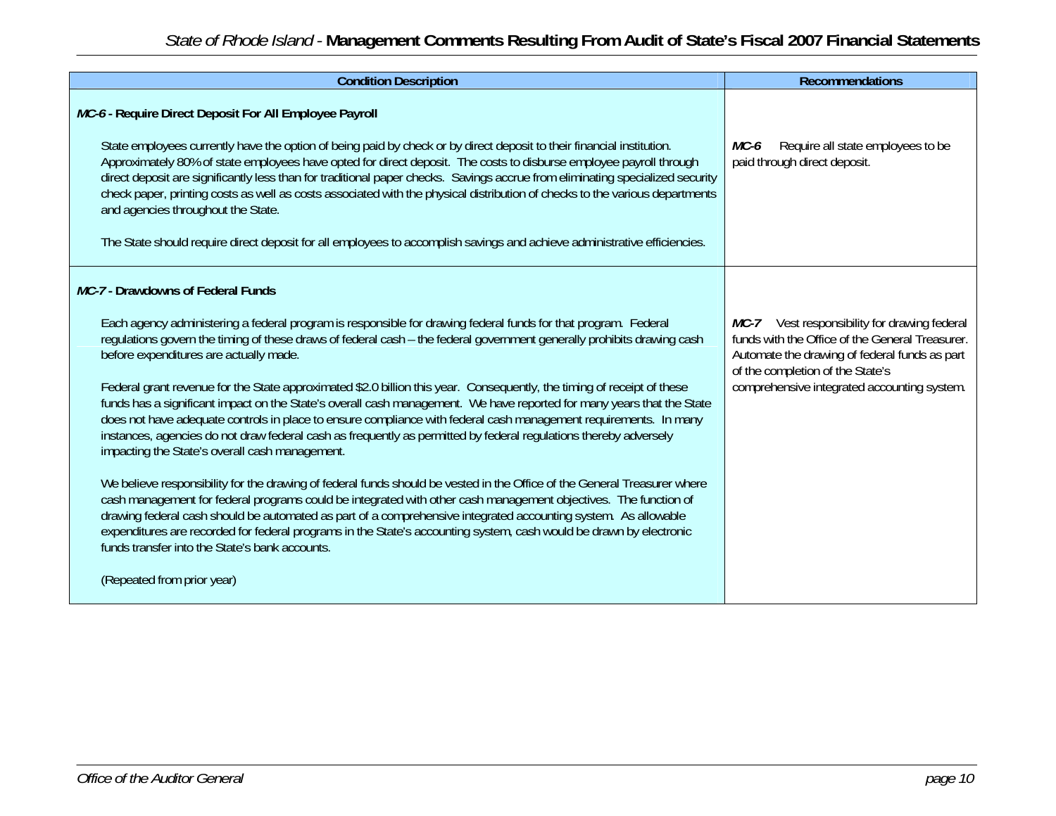| Condition Description | Recommendations |
|---|---|
| ***MC-6* - Require Direct Deposit For All Employee Payroll**<br><br>State employees currently have the option of being paid by check or by direct deposit to their financial institution. Approximately 80% of state employees have opted for direct deposit. The costs to disburse employee payroll through direct deposit are significantly less than for traditional paper checks. Savings accrue from eliminating specialized security check paper, printing costs as well as costs associated with the physical distribution of checks to the various departments and agencies throughout the State.<br><br>The State should require direct deposit for all employees to accomplish savings and achieve administrative efficiencies. | ***MC-6*** Require all state employees to be paid through direct deposit. |
| ***MC-7* - Drawdowns of Federal Funds**<br><br>Each agency administering a federal program is responsible for drawing federal funds for that program. Federal regulations govern the timing of these draws of federal cash – the federal government generally prohibits drawing cash before expenditures are actually made.<br><br>Federal grant revenue for the State approximated $2.0 billion this year. Consequently, the timing of receipt of these funds has a significant impact on the State's overall cash management. We have reported for many years that the State does not have adequate controls in place to ensure compliance with federal cash management requirements. In many instances, agencies do not draw federal cash as frequently as permitted by federal regulations thereby adversely impacting the State's overall cash management.<br><br>We believe responsibility for the drawing of federal funds should be vested in the Office of the General Treasurer where cash management for federal programs could be integrated with other cash management objectives. The function of drawing federal cash should be automated as part of a comprehensive integrated accounting system. As allowable expenditures are recorded for federal programs in the State's accounting system, cash would be drawn by electronic funds transfer into the State's bank accounts.<br><br>(Repeated from prior year) | ***MC-7*** Vest responsibility for drawing federal funds with the Office of the General Treasurer. Automate the drawing of federal funds as part of the completion of the State's comprehensive integrated accounting system. |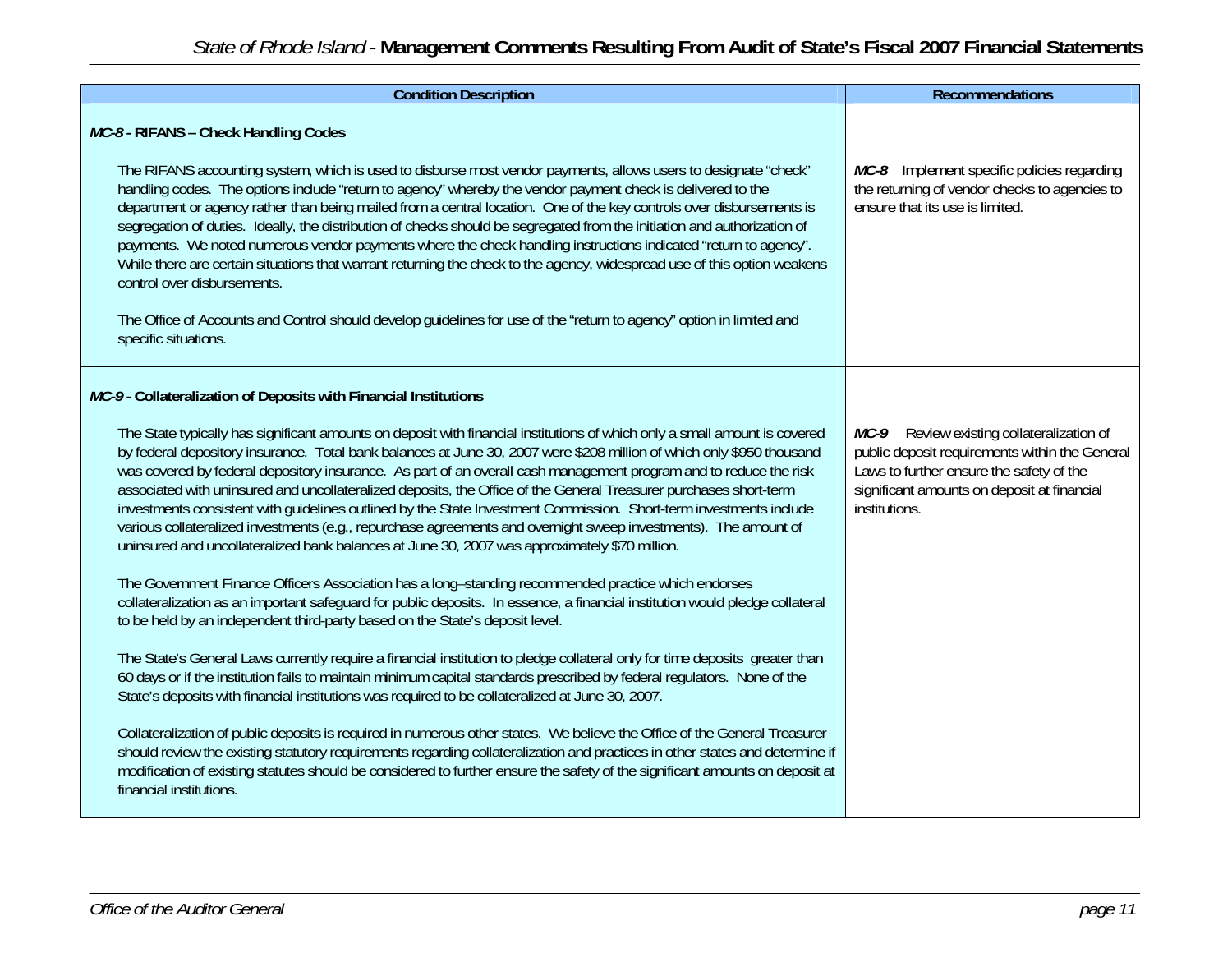| Condition Description | Recommendations |
|---|---|
| ***MC-8* - RIFANS – Check Handling Codes**<br><br>The RIFANS accounting system, which is used to disburse most vendor payments, allows users to designate "check" handling codes. The options include "return to agency" whereby the vendor payment check is delivered to the department or agency rather than being mailed from a central location. One of the key controls over disbursements is segregation of duties. Ideally, the distribution of checks should be segregated from the initiation and authorization of payments. We noted numerous vendor payments where the check handling instructions indicated "return to agency". While there are certain situations that warrant returning the check to the agency, widespread use of this option weakens control over disbursements.<br><br>The Office of Accounts and Control should develop guidelines for use of the "return to agency" option in limited and specific situations. | ***MC-8*** Implement specific policies regarding the returning of vendor checks to agencies to ensure that its use is limited. |
| ***MC-9* - Collateralization of Deposits with Financial Institutions**<br><br>The State typically has significant amounts on deposit with financial institutions of which only a small amount is covered by federal depository insurance. Total bank balances at June 30, 2007 were $208 million of which only $950 thousand was covered by federal depository insurance. As part of an overall cash management program and to reduce the risk associated with uninsured and uncollateralized deposits, the Office of the General Treasurer purchases short-term investments consistent with guidelines outlined by the State Investment Commission. Short-term investments include various collateralized investments (e.g., repurchase agreements and overnight sweep investments). The amount of uninsured and uncollateralized bank balances at June 30, 2007 was approximately $70 million.<br><br>The Government Finance Officers Association has a long–standing recommended practice which endorses collateralization as an important safeguard for public deposits. In essence, a financial institution would pledge collateral to be held by an independent third-party based on the State's deposit level.<br><br>The State's General Laws currently require a financial institution to pledge collateral only for time deposits greater than 60 days or if the institution fails to maintain minimum capital standards prescribed by federal regulators. None of the State's deposits with financial institutions was required to be collateralized at June 30, 2007.<br><br>Collateralization of public deposits is required in numerous other states. We believe the Office of the General Treasurer should review the existing statutory requirements regarding collateralization and practices in other states and determine if modification of existing statutes should be considered to further ensure the safety of the significant amounts on deposit at financial institutions. | ***MC-9*** Review existing collateralization of public deposit requirements within the General Laws to further ensure the safety of the significant amounts on deposit at financial institutions. |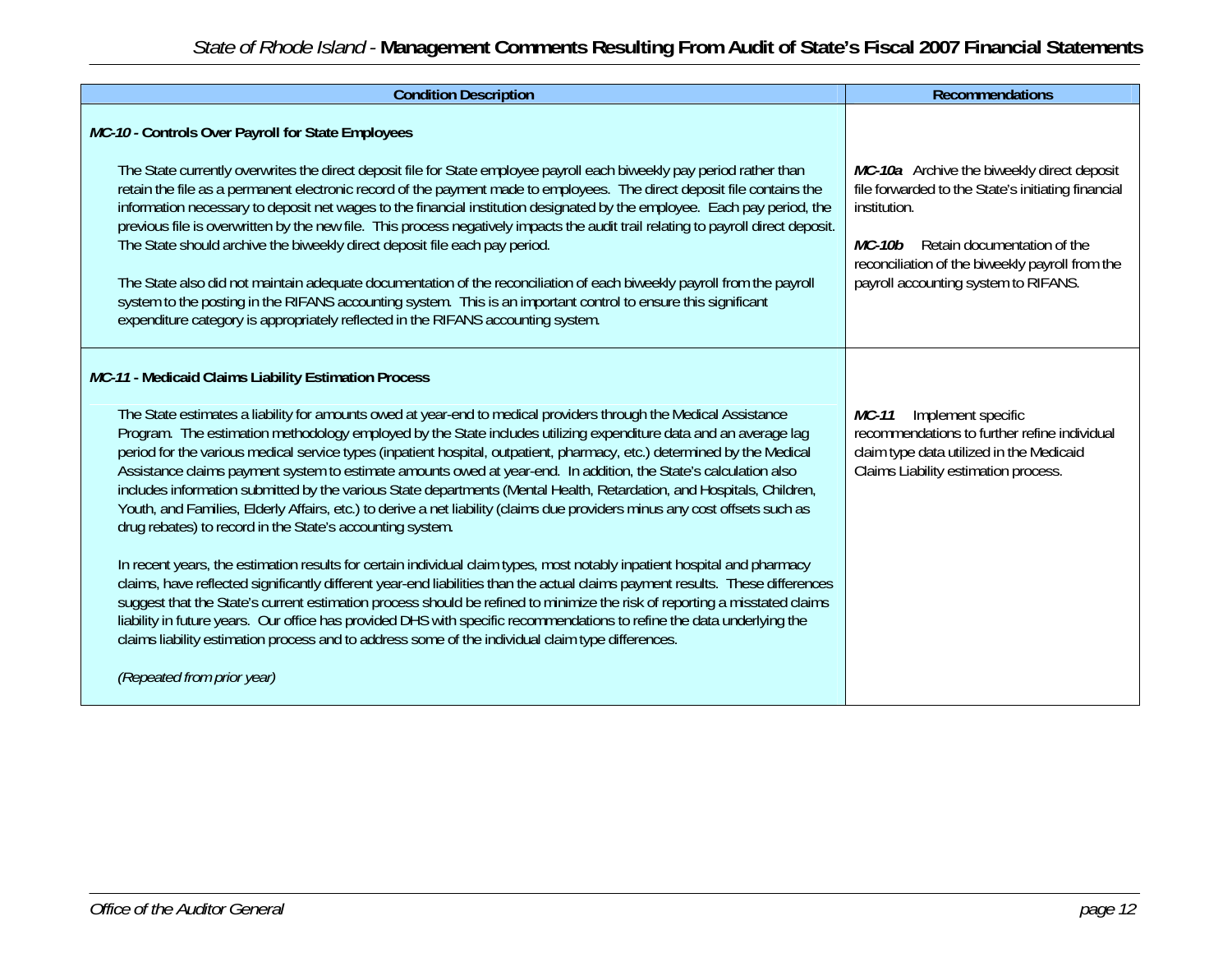| Condition Description | Recommendations |
|---|---|
| ***MC-10* - Controls Over Payroll for State Employees**<br><br>The State currently overwrites the direct deposit file for State employee payroll each biweekly pay period rather than retain the file as a permanent electronic record of the payment made to employees. The direct deposit file contains the information necessary to deposit net wages to the financial institution designated by the employee. Each pay period, the previous file is overwritten by the new file. This process negatively impacts the audit trail relating to payroll direct deposit. The State should archive the biweekly direct deposit file each pay period.<br><br>The State also did not maintain adequate documentation of the reconciliation of each biweekly payroll from the payroll system to the posting in the RIFANS accounting system. This is an important control to ensure this significant expenditure category is appropriately reflected in the RIFANS accounting system. | ***MC-10a*** Archive the biweekly direct deposit file forwarded to the State's initiating financial institution.<br><br>***MC-10b*** Retain documentation of the reconciliation of the biweekly payroll from the payroll accounting system to RIFANS. |
| ***MC-11* - Medicaid Claims Liability Estimation Process**<br><br>The State estimates a liability for amounts owed at year-end to medical providers through the Medical Assistance Program. The estimation methodology employed by the State includes utilizing expenditure data and an average lag period for the various medical service types (inpatient hospital, outpatient, pharmacy, etc.) determined by the Medical Assistance claims payment system to estimate amounts owed at year-end. In addition, the State's calculation also includes information submitted by the various State departments (Mental Health, Retardation, and Hospitals, Children, Youth, and Families, Elderly Affairs, etc.) to derive a net liability (claims due providers minus any cost offsets such as drug rebates) to record in the State's accounting system.<br><br>In recent years, the estimation results for certain individual claim types, most notably inpatient hospital and pharmacy claims, have reflected significantly different year-end liabilities than the actual claims payment results. These differences suggest that the State's current estimation process should be refined to minimize the risk of reporting a misstated claims liability in future years. Our office has provided DHS with specific recommendations to refine the data underlying the claims liability estimation process and to address some of the individual claim type differences.<br><br>*(Repeated from prior year)* | ***MC-11*** Implement specific recommendations to further refine individual claim type data utilized in the Medicaid Claims Liability estimation process. |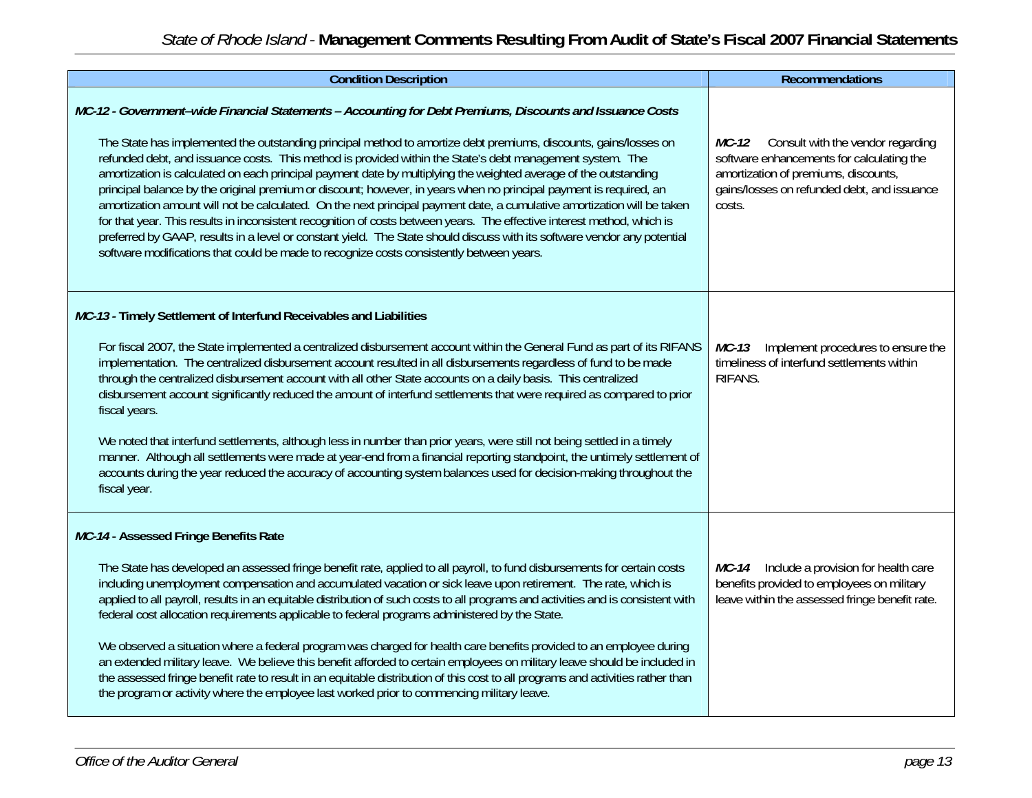| Condition Description | Recommendations |
|---|---|
| ***MC-12 - Government–wide Financial Statements – Accounting for Debt Premiums, Discounts and Issuance Costs***<br><br>The State has implemented the outstanding principal method to amortize debt premiums, discounts, gains/losses on refunded debt, and issuance costs. This method is provided within the State's debt management system. The amortization is calculated on each principal payment date by multiplying the weighted average of the outstanding principal balance by the original premium or discount; however, in years when no principal payment is required, an amortization amount will not be calculated. On the next principal payment date, a cumulative amortization will be taken for that year. This results in inconsistent recognition of costs between years. The effective interest method, which is preferred by GAAP, results in a level or constant yield. The State should discuss with its software vendor any potential software modifications that could be made to recognize costs consistently between years. | ***MC-12*** Consult with the vendor regarding software enhancements for calculating the amortization of premiums, discounts, gains/losses on refunded debt, and issuance costs. |
| ***MC-13* - Timely Settlement of Interfund Receivables and Liabilities**<br><br>For fiscal 2007, the State implemented a centralized disbursement account within the General Fund as part of its RIFANS implementation. The centralized disbursement account resulted in all disbursements regardless of fund to be made through the centralized disbursement account with all other State accounts on a daily basis. This centralized disbursement account significantly reduced the amount of interfund settlements that were required as compared to prior fiscal years.<br><br>We noted that interfund settlements, although less in number than prior years, were still not being settled in a timely manner. Although all settlements were made at year-end from a financial reporting standpoint, the untimely settlement of accounts during the year reduced the accuracy of accounting system balances used for decision-making throughout the fiscal year. | ***MC-13*** Implement procedures to ensure the timeliness of interfund settlements within RIFANS. |
| ***MC-14* - Assessed Fringe Benefits Rate**<br><br>The State has developed an assessed fringe benefit rate, applied to all payroll, to fund disbursements for certain costs including unemployment compensation and accumulated vacation or sick leave upon retirement. The rate, which is applied to all payroll, results in an equitable distribution of such costs to all programs and activities and is consistent with federal cost allocation requirements applicable to federal programs administered by the State.<br><br>We observed a situation where a federal program was charged for health care benefits provided to an employee during an extended military leave. We believe this benefit afforded to certain employees on military leave should be included in the assessed fringe benefit rate to result in an equitable distribution of this cost to all programs and activities rather than the program or activity where the employee last worked prior to commencing military leave. | ***MC-14*** Include a provision for health care benefits provided to employees on military leave within the assessed fringe benefit rate. |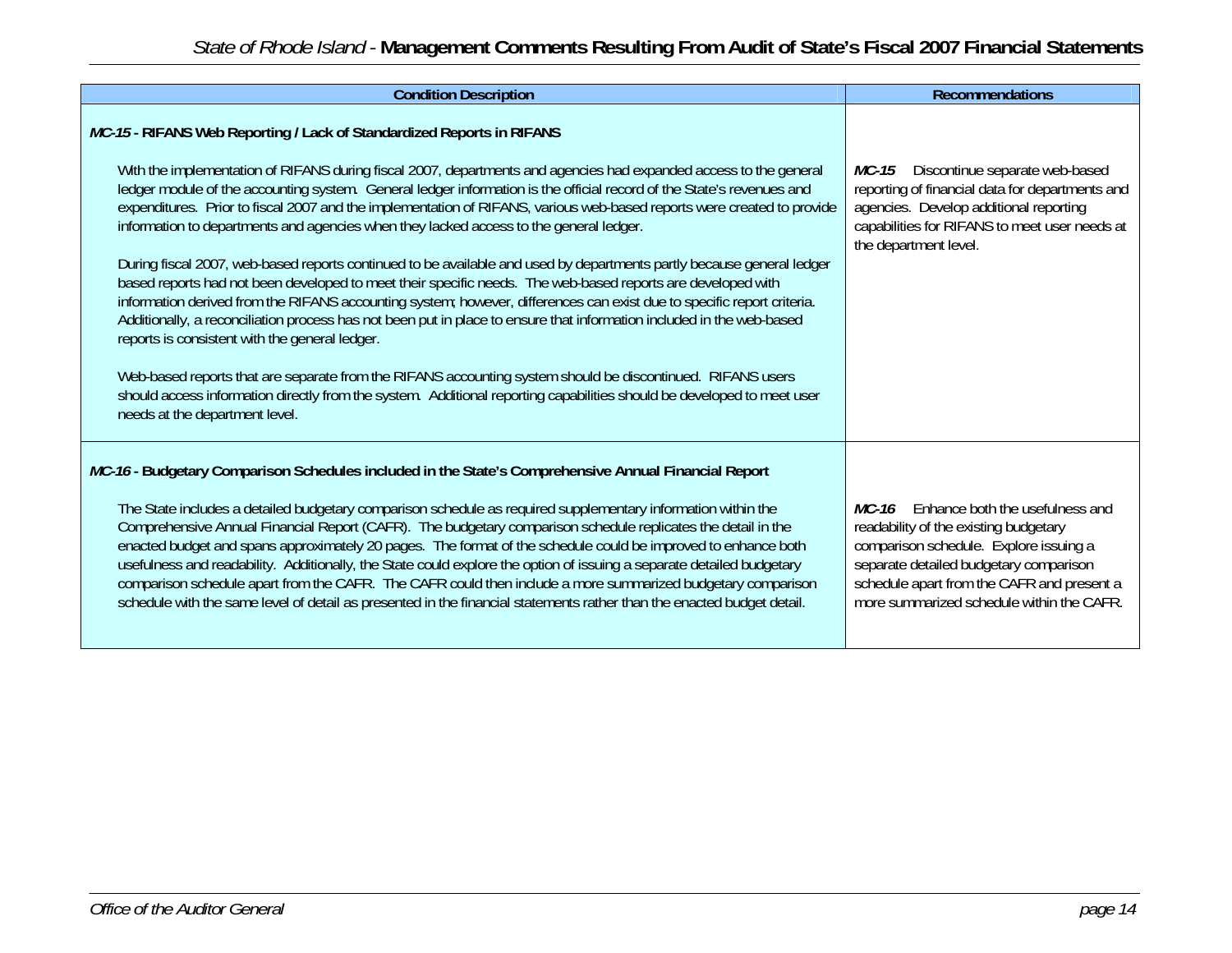| Condition Description | Recommendations |
|---|---|
| ***MC-15* - RIFANS Web Reporting / Lack of Standardized Reports in RIFANS**<br><br>With the implementation of RIFANS during fiscal 2007, departments and agencies had expanded access to the general ledger module of the accounting system. General ledger information is the official record of the State's revenues and expenditures. Prior to fiscal 2007 and the implementation of RIFANS, various web-based reports were created to provide information to departments and agencies when they lacked access to the general ledger.<br><br>During fiscal 2007, web-based reports continued to be available and used by departments partly because general ledger based reports had not been developed to meet their specific needs. The web-based reports are developed with information derived from the RIFANS accounting system; however, differences can exist due to specific report criteria. Additionally, a reconciliation process has not been put in place to ensure that information included in the web-based reports is consistent with the general ledger.<br><br>Web-based reports that are separate from the RIFANS accounting system should be discontinued. RIFANS users should access information directly from the system. Additional reporting capabilities should be developed to meet user needs at the department level. | ***MC-15*** Discontinue separate web-based reporting of financial data for departments and agencies. Develop additional reporting capabilities for RIFANS to meet user needs at the department level. |
| ***MC-16* - Budgetary Comparison Schedules included in the State's Comprehensive Annual Financial Report**<br><br>The State includes a detailed budgetary comparison schedule as required supplementary information within the Comprehensive Annual Financial Report (CAFR). The budgetary comparison schedule replicates the detail in the enacted budget and spans approximately 20 pages. The format of the schedule could be improved to enhance both usefulness and readability. Additionally, the State could explore the option of issuing a separate detailed budgetary comparison schedule apart from the CAFR. The CAFR could then include a more summarized budgetary comparison schedule with the same level of detail as presented in the financial statements rather than the enacted budget detail. | ***MC-16*** Enhance both the usefulness and readability of the existing budgetary comparison schedule. Explore issuing a separate detailed budgetary comparison schedule apart from the CAFR and present a more summarized schedule within the CAFR. |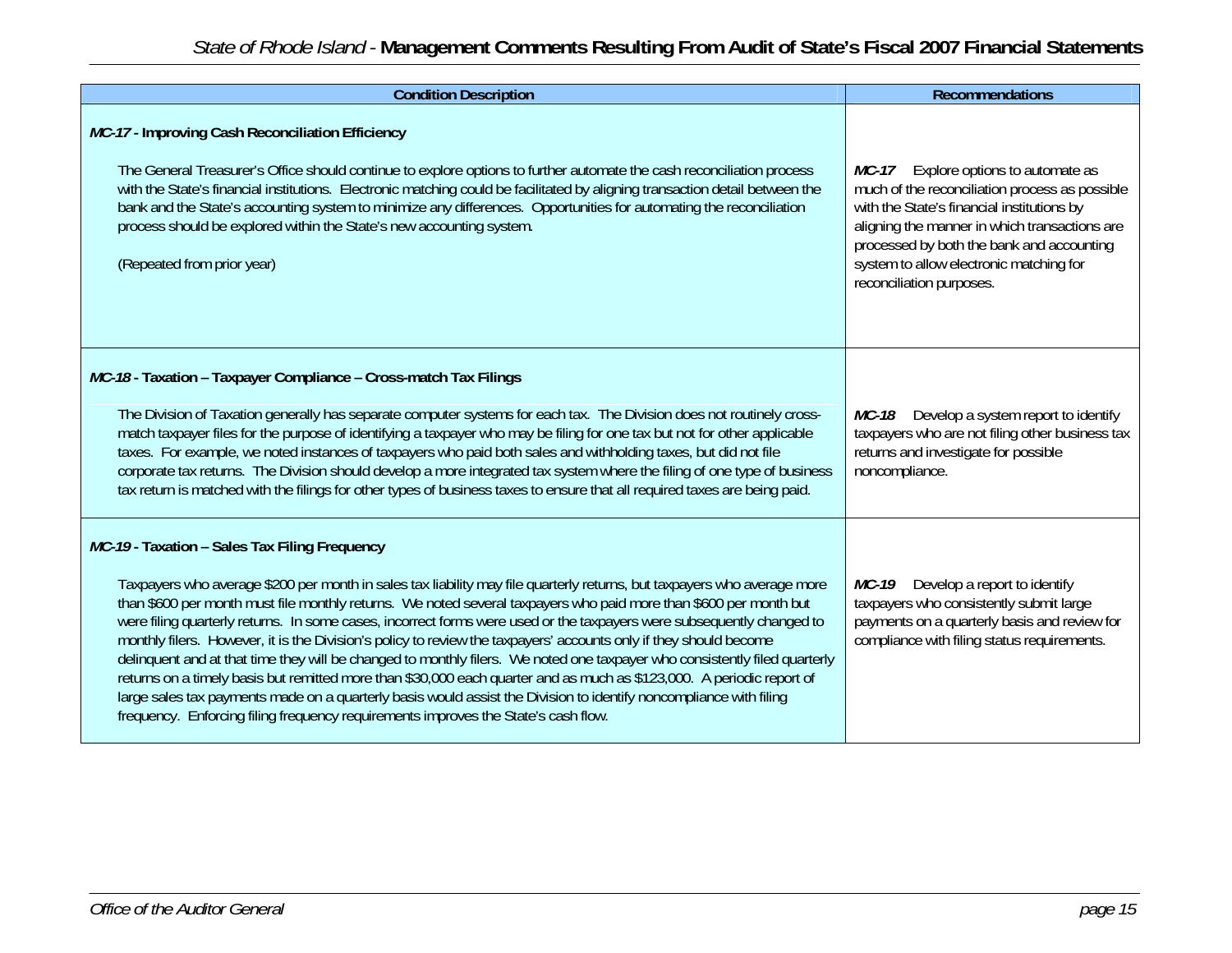| Condition Description | Recommendations |
|---|---|
| ***MC-17* - Improving Cash Reconciliation Efficiency**<br><br>The General Treasurer's Office should continue to explore options to further automate the cash reconciliation process with the State's financial institutions. Electronic matching could be facilitated by aligning transaction detail between the bank and the State's accounting system to minimize any differences. Opportunities for automating the reconciliation process should be explored within the State's new accounting system.<br><br>(Repeated from prior year) | ***MC-17*** Explore options to automate as much of the reconciliation process as possible with the State's financial institutions by aligning the manner in which transactions are processed by both the bank and accounting system to allow electronic matching for reconciliation purposes. |
| ***MC-18* - Taxation – Taxpayer Compliance – Cross-match Tax Filings**<br><br>The Division of Taxation generally has separate computer systems for each tax. The Division does not routinely cross-match taxpayer files for the purpose of identifying a taxpayer who may be filing for one tax but not for other applicable taxes. For example, we noted instances of taxpayers who paid both sales and withholding taxes, but did not file corporate tax returns. The Division should develop a more integrated tax system where the filing of one type of business tax return is matched with the filings for other types of business taxes to ensure that all required taxes are being paid. | ***MC-18*** Develop a system report to identify taxpayers who are not filing other business tax returns and investigate for possible noncompliance. |
| ***MC-19* - Taxation – Sales Tax Filing Frequency**<br><br>Taxpayers who average $200 per month in sales tax liability may file quarterly returns, but taxpayers who average more than $600 per month must file monthly returns. We noted several taxpayers who paid more than $600 per month but were filing quarterly returns. In some cases, incorrect forms were used or the taxpayers were subsequently changed to monthly filers. However, it is the Division's policy to review the taxpayers' accounts only if they should become delinquent and at that time they will be changed to monthly filers. We noted one taxpayer who consistently filed quarterly returns on a timely basis but remitted more than $30,000 each quarter and as much as $123,000. A periodic report of large sales tax payments made on a quarterly basis would assist the Division to identify noncompliance with filing frequency. Enforcing filing frequency requirements improves the State's cash flow. | ***MC-19*** Develop a report to identify taxpayers who consistently submit large payments on a quarterly basis and review for compliance with filing status requirements. |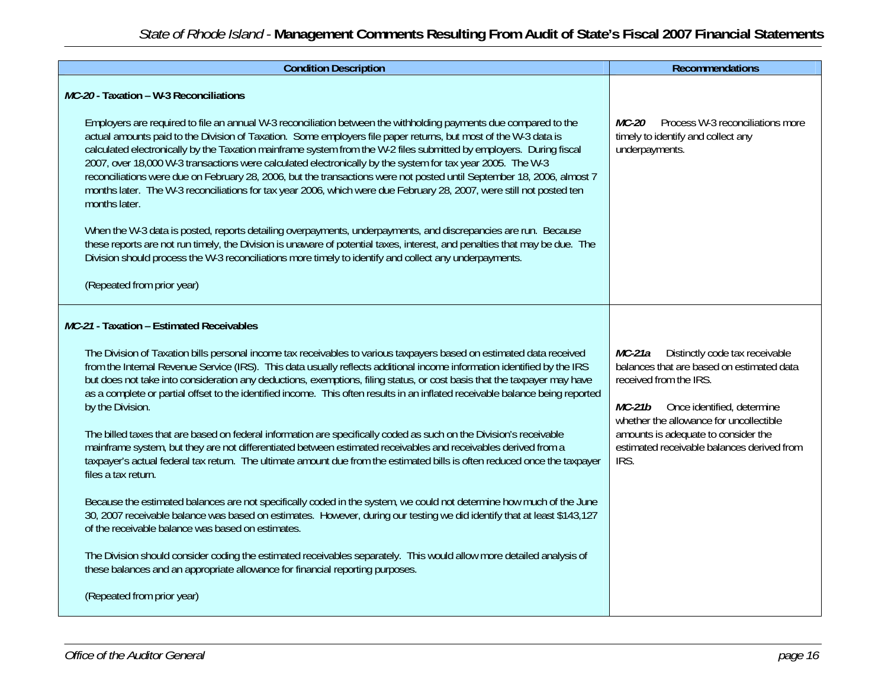| Condition Description | Recommendations |
|---|---|
| ***MC-20* - Taxation – W-3 Reconciliations**<br><br>Employers are required to file an annual W-3 reconciliation between the withholding payments due compared to the actual amounts paid to the Division of Taxation. Some employers file paper returns, but most of the W-3 data is calculated electronically by the Taxation mainframe system from the W-2 files submitted by employers. During fiscal 2007, over 18,000 W-3 transactions were calculated electronically by the system for tax year 2005. The W-3 reconciliations were due on February 28, 2006, but the transactions were not posted until September 18, 2006, almost 7 months later. The W-3 reconciliations for tax year 2006, which were due February 28, 2007, were still not posted ten months later.<br><br>When the W-3 data is posted, reports detailing overpayments, underpayments, and discrepancies are run. Because these reports are not run timely, the Division is unaware of potential taxes, interest, and penalties that may be due. The Division should process the W-3 reconciliations more timely to identify and collect any underpayments.<br><br>(Repeated from prior year) | ***MC-20*** Process W-3 reconciliations more timely to identify and collect any underpayments. |
| ***MC-21* - Taxation – Estimated Receivables**<br><br>The Division of Taxation bills personal income tax receivables to various taxpayers based on estimated data received from the Internal Revenue Service (IRS). This data usually reflects additional income information identified by the IRS but does not take into consideration any deductions, exemptions, filing status, or cost basis that the taxpayer may have as a complete or partial offset to the identified income. This often results in an inflated receivable balance being reported by the Division.<br><br>The billed taxes that are based on federal information are specifically coded as such on the Division's receivable mainframe system, but they are not differentiated between estimated receivables and receivables derived from a taxpayer's actual federal tax return. The ultimate amount due from the estimated bills is often reduced once the taxpayer files a tax return.<br><br>Because the estimated balances are not specifically coded in the system, we could not determine how much of the June 30, 2007 receivable balance was based on estimates. However, during our testing we did identify that at least $143,127 of the receivable balance was based on estimates.<br><br>The Division should consider coding the estimated receivables separately. This would allow more detailed analysis of these balances and an appropriate allowance for financial reporting purposes.<br><br>(Repeated from prior year) | ***MC-21a*** Distinctly code tax receivable balances that are based on estimated data received from the IRS.<br><br>***MC-21b*** Once identified, determine whether the allowance for uncollectible amounts is adequate to consider the estimated receivable balances derived from IRS. |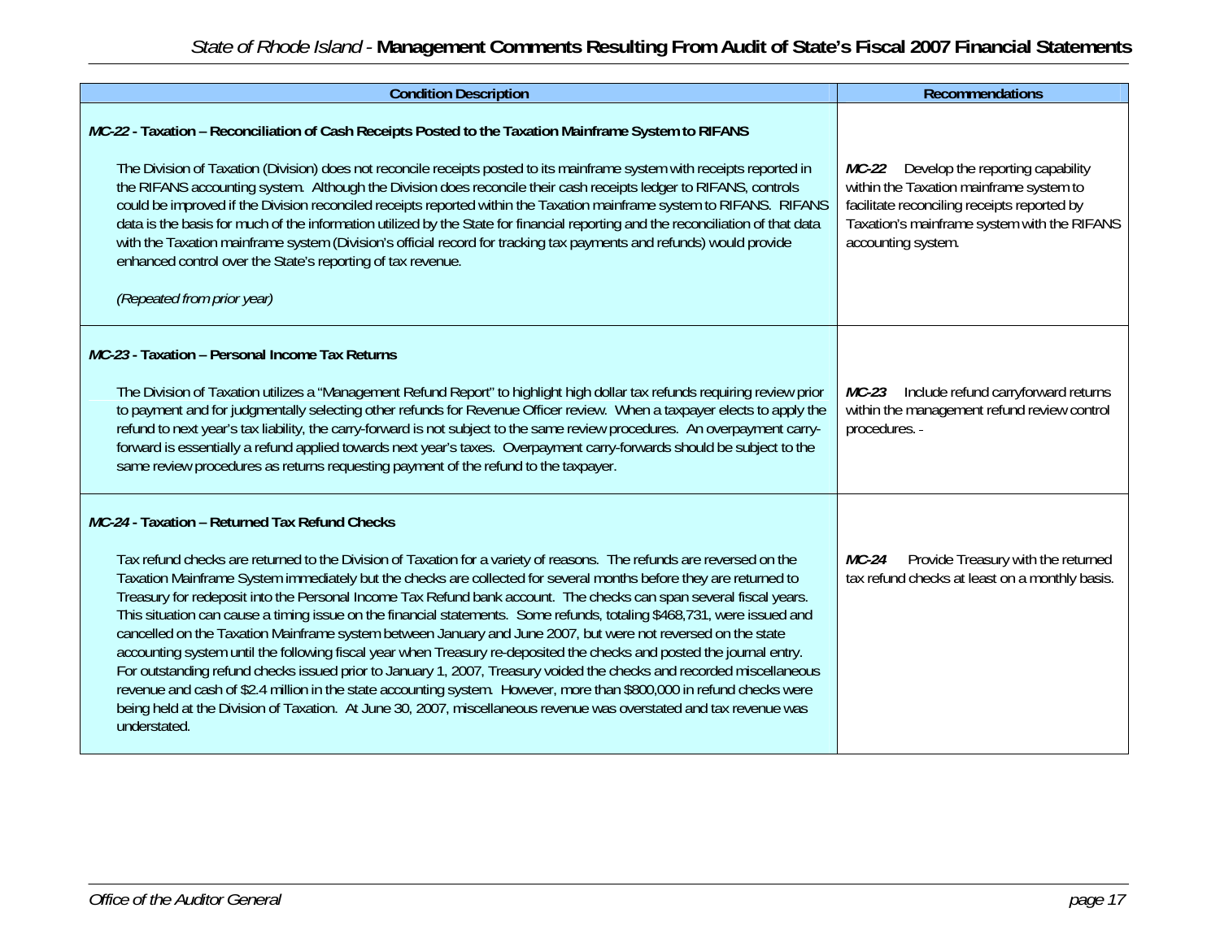| Condition Description | Recommendations |
|---|---|
| ***MC-22* - Taxation – Reconciliation of Cash Receipts Posted to the Taxation Mainframe System to RIFANS**<br><br>The Division of Taxation (Division) does not reconcile receipts posted to its mainframe system with receipts reported in the RIFANS accounting system. Although the Division does reconcile their cash receipts ledger to RIFANS, controls could be improved if the Division reconciled receipts reported within the Taxation mainframe system to RIFANS. RIFANS data is the basis for much of the information utilized by the State for financial reporting and the reconciliation of that data with the Taxation mainframe system (Division's official record for tracking tax payments and refunds) would provide enhanced control over the State's reporting of tax revenue.<br><br>*(Repeated from prior year)* | ***MC-22*** Develop the reporting capability within the Taxation mainframe system to facilitate reconciling receipts reported by Taxation's mainframe system with the RIFANS accounting system. |
| ***MC-23* - Taxation – Personal Income Tax Returns**<br><br>The Division of Taxation utilizes a "Management Refund Report" to highlight high dollar tax refunds requiring review prior to payment and for judgmentally selecting other refunds for Revenue Officer review. When a taxpayer elects to apply the refund to next year's tax liability, the carry-forward is not subject to the same review procedures. An overpayment carry-forward is essentially a refund applied towards next year's taxes. Overpayment carry-forwards should be subject to the same review procedures as returns requesting payment of the refund to the taxpayer. | ***MC-23*** Include refund carryforward returns within the management refund review control procedures. - |
| ***MC-24* - Taxation – Returned Tax Refund Checks**<br><br>Tax refund checks are returned to the Division of Taxation for a variety of reasons. The refunds are reversed on the Taxation Mainframe System immediately but the checks are collected for several months before they are returned to Treasury for redeposit into the Personal Income Tax Refund bank account. The checks can span several fiscal years. This situation can cause a timing issue on the financial statements. Some refunds, totaling $468,731, were issued and cancelled on the Taxation Mainframe system between January and June 2007, but were not reversed on the state accounting system until the following fiscal year when Treasury re-deposited the checks and posted the journal entry. For outstanding refund checks issued prior to January 1, 2007, Treasury voided the checks and recorded miscellaneous revenue and cash of $2.4 million in the state accounting system. However, more than $800,000 in refund checks were being held at the Division of Taxation. At June 30, 2007, miscellaneous revenue was overstated and tax revenue was understated. | ***MC-24*** Provide Treasury with the returned tax refund checks at least on a monthly basis. |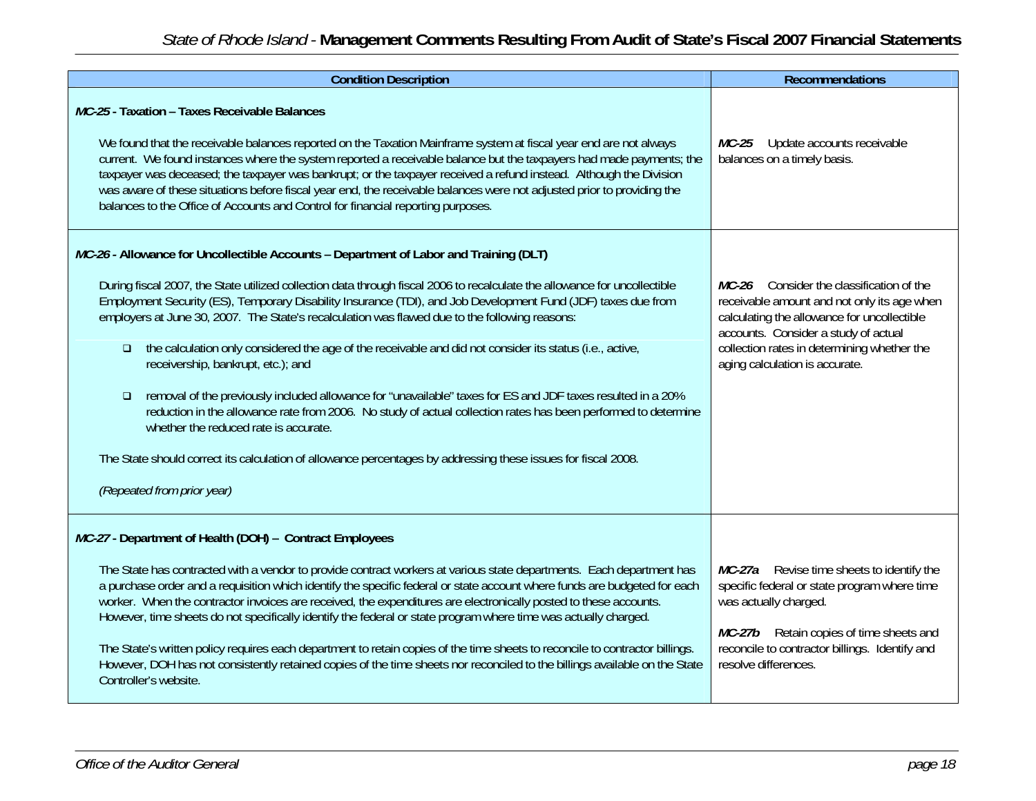| Condition Description | Recommendations |
|---|---|
| ***MC-25* - Taxation – Taxes Receivable Balances**<br><br>We found that the receivable balances reported on the Taxation Mainframe system at fiscal year end are not always current. We found instances where the system reported a receivable balance but the taxpayers had made payments; the taxpayer was deceased; the taxpayer was bankrupt; or the taxpayer received a refund instead. Although the Division was aware of these situations before fiscal year end, the receivable balances were not adjusted prior to providing the balances to the Office of Accounts and Control for financial reporting purposes. | ***MC-25*** Update accounts receivable balances on a timely basis. |
| ***MC-26* - Allowance for Uncollectible Accounts – Department of Labor and Training (DLT)**<br><br>During fiscal 2007, the State utilized collection data through fiscal 2006 to recalculate the allowance for uncollectible Employment Security (ES), Temporary Disability Insurance (TDI), and Job Development Fund (JDF) taxes due from employers at June 30, 2007. The State's recalculation was flawed due to the following reasons:<br><br>❑ the calculation only considered the age of the receivable and did not consider its status (i.e., active, receivership, bankrupt, etc.); and<br><br>❑ removal of the previously included allowance for "unavailable" taxes for ES and JDF taxes resulted in a 20% reduction in the allowance rate from 2006. No study of actual collection rates has been performed to determine whether the reduced rate is accurate.<br><br>The State should correct its calculation of allowance percentages by addressing these issues for fiscal 2008.<br><br>*(Repeated from prior year)* | ***MC-26*** Consider the classification of the receivable amount and not only its age when calculating the allowance for uncollectible accounts. Consider a study of actual collection rates in determining whether the aging calculation is accurate. |
| ***MC-27* - Department of Health (DOH) – Contract Employees**<br><br>The State has contracted with a vendor to provide contract workers at various state departments. Each department has a purchase order and a requisition which identify the specific federal or state account where funds are budgeted for each worker. When the contractor invoices are received, the expenditures are electronically posted to these accounts. However, time sheets do not specifically identify the federal or state program where time was actually charged.<br><br>The State's written policy requires each department to retain copies of the time sheets to reconcile to contractor billings. However, DOH has not consistently retained copies of the time sheets nor reconciled to the billings available on the State Controller's website. | ***MC-27a*** Revise time sheets to identify the specific federal or state program where time was actually charged.<br><br>***MC-27b*** Retain copies of time sheets and reconcile to contractor billings. Identify and resolve differences. |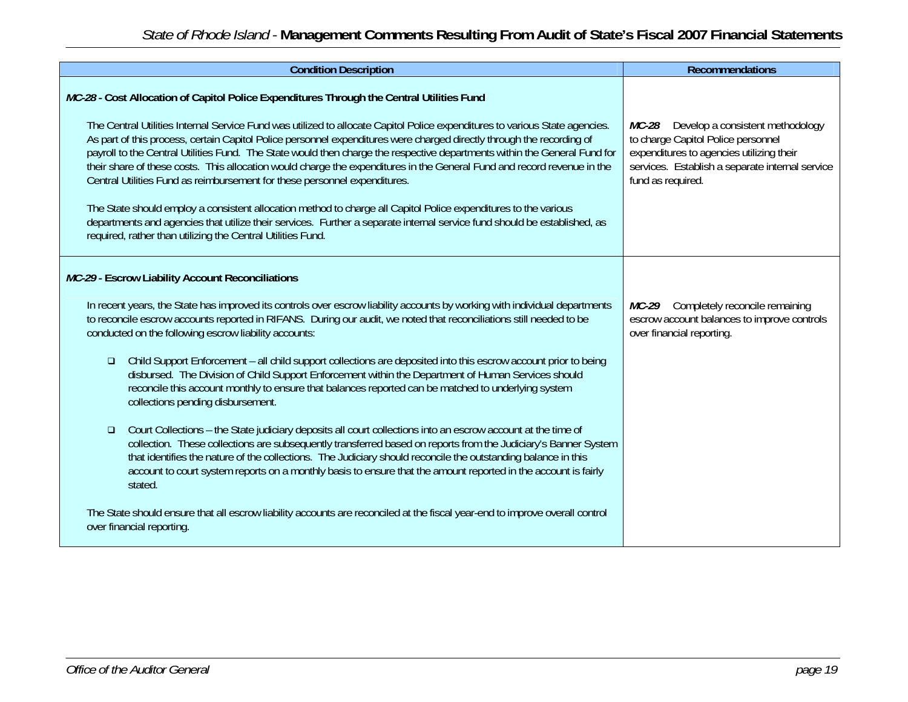| Condition Description | Recommendations |
|---|---|
| ***MC-28* - Cost Allocation of Capitol Police Expenditures Through the Central Utilities Fund**<br><br>The Central Utilities Internal Service Fund was utilized to allocate Capitol Police expenditures to various State agencies. As part of this process, certain Capitol Police personnel expenditures were charged directly through the recording of payroll to the Central Utilities Fund. The State would then charge the respective departments within the General Fund for their share of these costs. This allocation would charge the expenditures in the General Fund and record revenue in the Central Utilities Fund as reimbursement for these personnel expenditures.<br><br>The State should employ a consistent allocation method to charge all Capitol Police expenditures to the various departments and agencies that utilize their services. Further a separate internal service fund should be established, as required, rather than utilizing the Central Utilities Fund. | ***MC-28*** Develop a consistent methodology to charge Capitol Police personnel expenditures to agencies utilizing their services. Establish a separate internal service fund as required. |
| ***MC-29* - Escrow Liability Account Reconciliations**<br><br>In recent years, the State has improved its controls over escrow liability accounts by working with individual departments to reconcile escrow accounts reported in RIFANS. During our audit, we noted that reconciliations still needed to be conducted on the following escrow liability accounts:<br><br>- Child Support Enforcement – all child support collections are deposited into this escrow account prior to being disbursed. The Division of Child Support Enforcement within the Department of Human Services should reconcile this account monthly to ensure that balances reported can be matched to underlying system collections pending disbursement.<br><br>- Court Collections – the State judiciary deposits all court collections into an escrow account at the time of collection. These collections are subsequently transferred based on reports from the Judiciary's Banner System that identifies the nature of the collections. The Judiciary should reconcile the outstanding balance in this account to court system reports on a monthly basis to ensure that the amount reported in the account is fairly stated.<br><br>The State should ensure that all escrow liability accounts are reconciled at the fiscal year-end to improve overall control over financial reporting. | ***MC-29*** Completely reconcile remaining escrow account balances to improve controls over financial reporting. |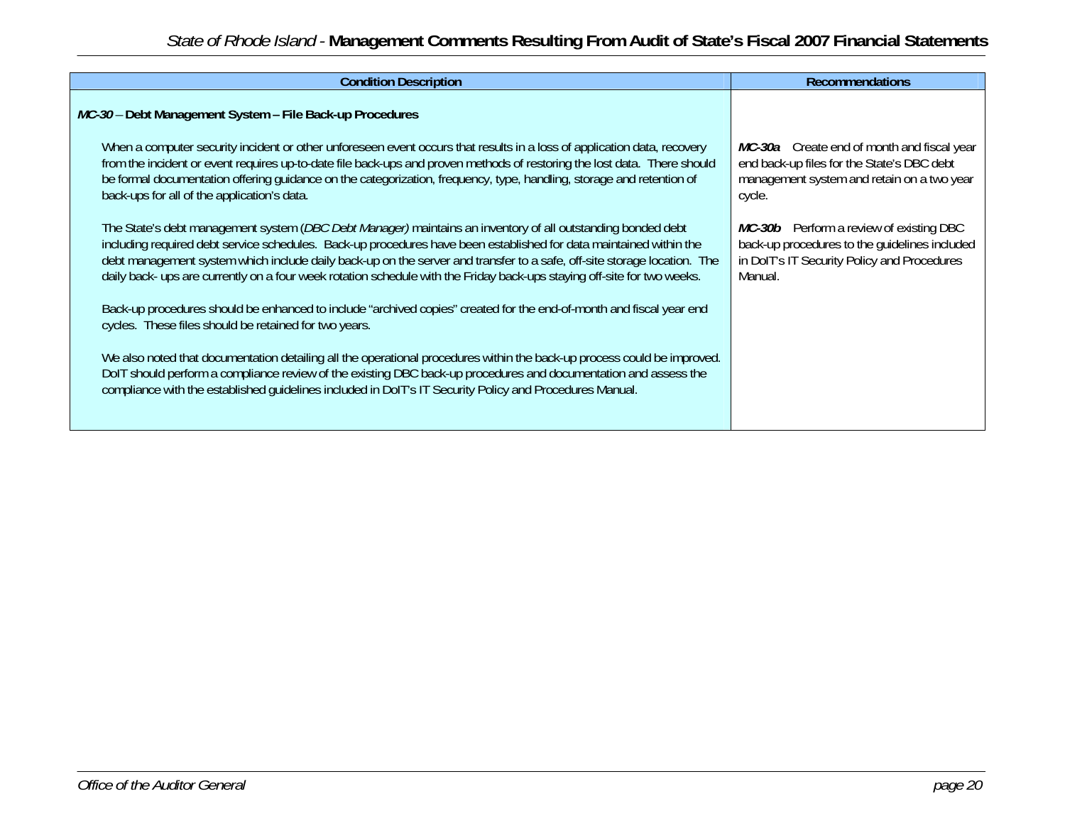| Condition Description | Recommendations |
|---|---|
| ***MC-30*** – **Debt Management System – File Back-up Procedures**<br><br>When a computer security incident or other unforeseen event occurs that results in a loss of application data, recovery from the incident or event requires up-to-date file back-ups and proven methods of restoring the lost data. There should be formal documentation offering guidance on the categorization, frequency, type, handling, storage and retention of back-ups for all of the application's data.<br><br>The State's debt management system (*DBC Debt Manager)* maintains an inventory of all outstanding bonded debt including required debt service schedules. Back-up procedures have been established for data maintained within the debt management system which include daily back-up on the server and transfer to a safe, off-site storage location. The daily back- ups are currently on a four week rotation schedule with the Friday back-ups staying off-site for two weeks.<br><br>Back-up procedures should be enhanced to include "archived copies" created for the end-of-month and fiscal year end cycles. These files should be retained for two years.<br><br>We also noted that documentation detailing all the operational procedures within the back-up process could be improved. DoIT should perform a compliance review of the existing DBC back-up procedures and documentation and assess the compliance with the established guidelines included in DoIT's IT Security Policy and Procedures Manual. | ***MC-30a*** Create end of month and fiscal year end back-up files for the State's DBC debt management system and retain on a two year cycle.<br><br>***MC-30b*** Perform a review of existing DBC back-up procedures to the guidelines included in DoIT's IT Security Policy and Procedures Manual. |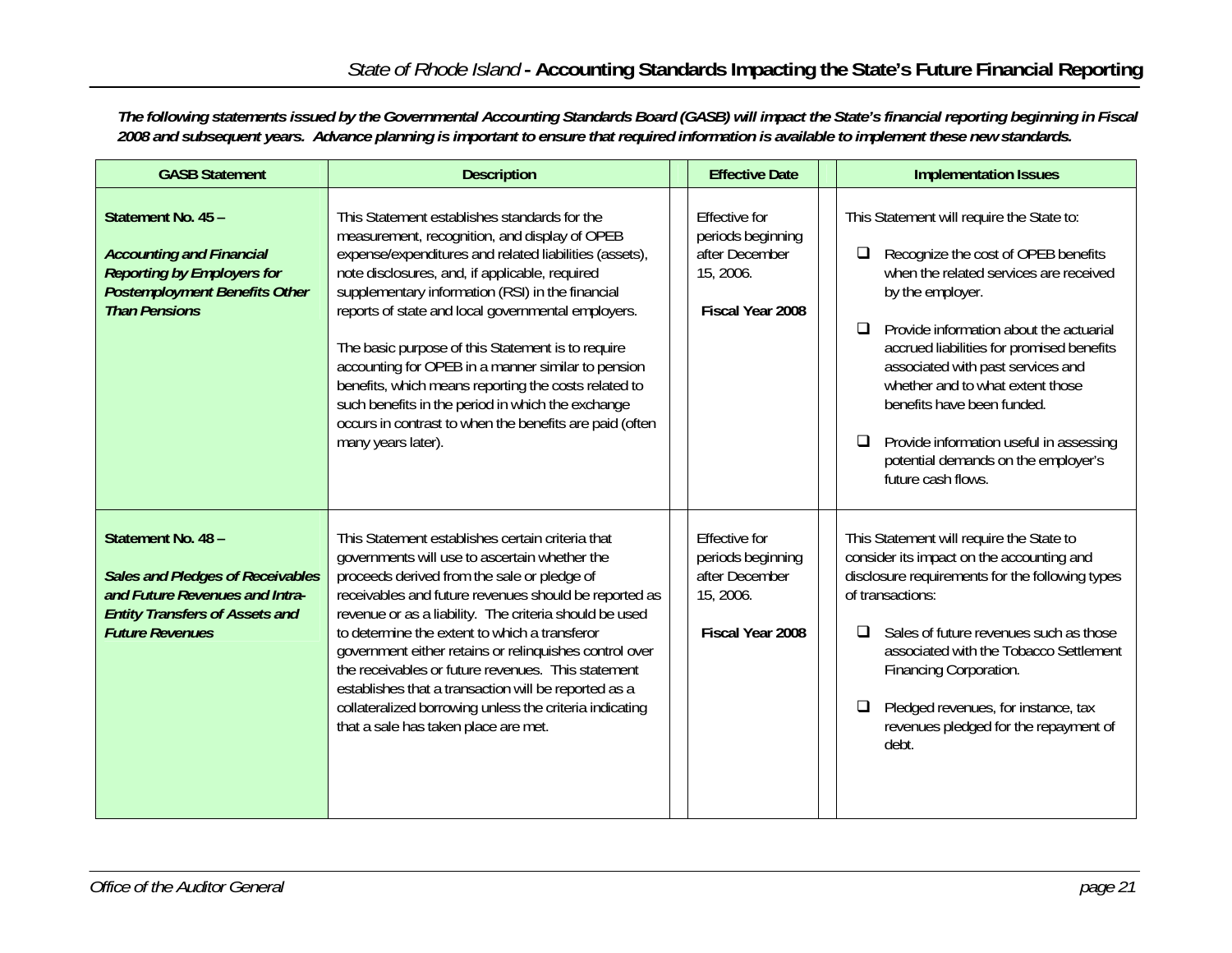# *State of Rhode Island* - Accounting Standards Impacting the State's Future Financial Reporting

***The following statements issued by the Governmental Accounting Standards Board (GASB) will impact the State's financial reporting beginning in Fiscal 2008 and subsequent years. Advance planning is important to ensure that required information is available to implement these new standards.***

| GASB Statement | Description | Effective Date | Implementation Issues |
|---|---|---|---|
| **Statement No. 45 –** <br><br> ***Accounting and Financial Reporting by Employers for Postemployment Benefits Other Than Pensions*** | This Statement establishes standards for the measurement, recognition, and display of OPEB expense/expenditures and related liabilities (assets), note disclosures, and, if applicable, required supplementary information (RSI) in the financial reports of state and local governmental employers. <br><br> The basic purpose of this Statement is to require accounting for OPEB in a manner similar to pension benefits, which means reporting the costs related to such benefits in the period in which the exchange occurs in contrast to when the benefits are paid (often many years later). | Effective for periods beginning after December 15, 2006. <br><br> **Fiscal Year 2008** | This Statement will require the State to: <br><br> ❑ Recognize the cost of OPEB benefits when the related services are received by the employer. <br><br> ❑ Provide information about the actuarial accrued liabilities for promised benefits associated with past services and whether and to what extent those benefits have been funded. <br><br> ❑ Provide information useful in assessing potential demands on the employer's future cash flows. |
| **Statement No. 48 –** <br><br> ***Sales and Pledges of Receivables and Future Revenues and Intra-Entity Transfers of Assets and Future Revenues*** | This Statement establishes certain criteria that governments will use to ascertain whether the proceeds derived from the sale or pledge of receivables and future revenues should be reported as revenue or as a liability. The criteria should be used to determine the extent to which a transferor government either retains or relinquishes control over the receivables or future revenues. This statement establishes that a transaction will be reported as a collateralized borrowing unless the criteria indicating that a sale has taken place are met. | Effective for periods beginning after December 15, 2006. <br><br> **Fiscal Year 2008** | This Statement will require the State to consider its impact on the accounting and disclosure requirements for the following types of transactions: <br><br> ❑ Sales of future revenues such as those associated with the Tobacco Settlement Financing Corporation. <br><br> ❑ Pledged revenues, for instance, tax revenues pledged for the repayment of debt. |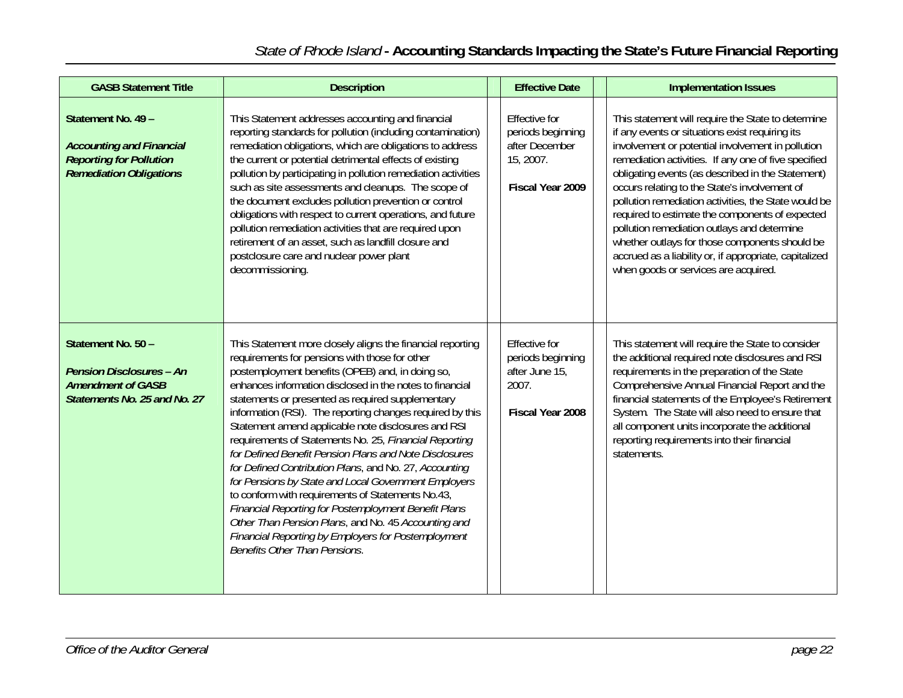| GASB Statement Title | Description | Effective Date | Implementation Issues |
|---|---|---|---|
| **Statement No. 49 –** ***Accounting and Financial Reporting for Pollution Remediation Obligations*** | This Statement addresses accounting and financial reporting standards for pollution (including contamination) remediation obligations, which are obligations to address the current or potential detrimental effects of existing pollution by participating in pollution remediation activities such as site assessments and cleanups. The scope of the document excludes pollution prevention or control obligations with respect to current operations, and future pollution remediation activities that are required upon retirement of an asset, such as landfill closure and postclosure care and nuclear power plant decommissioning. | Effective for periods beginning after December 15, 2007. **Fiscal Year 2009** | This statement will require the State to determine if any events or situations exist requiring its involvement or potential involvement in pollution remediation activities. If any one of five specified obligating events (as described in the Statement) occurs relating to the State's involvement of pollution remediation activities, the State would be required to estimate the components of expected pollution remediation outlays and determine whether outlays for those components should be accrued as a liability or, if appropriate, capitalized when goods or services are acquired. |
| **Statement No. 50 –** ***Pension Disclosures – An Amendment of GASB Statements No. 25 and No. 27*** | This Statement more closely aligns the financial reporting requirements for pensions with those for other postemployment benefits (OPEB) and, in doing so, enhances information disclosed in the notes to financial statements or presented as required supplementary information (RSI). The reporting changes required by this Statement amend applicable note disclosures and RSI requirements of Statements No. 25, *Financial Reporting for Defined Benefit Pension Plans and Note Disclosures for Defined Contribution Plans*, and No. 27, *Accounting for Pensions by State and Local Government Employers* to conform with requirements of Statements No.43, *Financial Reporting for Postemployment Benefit Plans Other Than Pension Plans*, and No. 45 *Accounting and Financial Reporting by Employers for Postemployment Benefits Other Than Pensions*. | Effective for periods beginning after June 15, 2007. **Fiscal Year 2008** | This statement will require the State to consider the additional required note disclosures and RSI requirements in the preparation of the State Comprehensive Annual Financial Report and the financial statements of the Employee's Retirement System. The State will also need to ensure that all component units incorporate the additional reporting requirements into their financial statements. |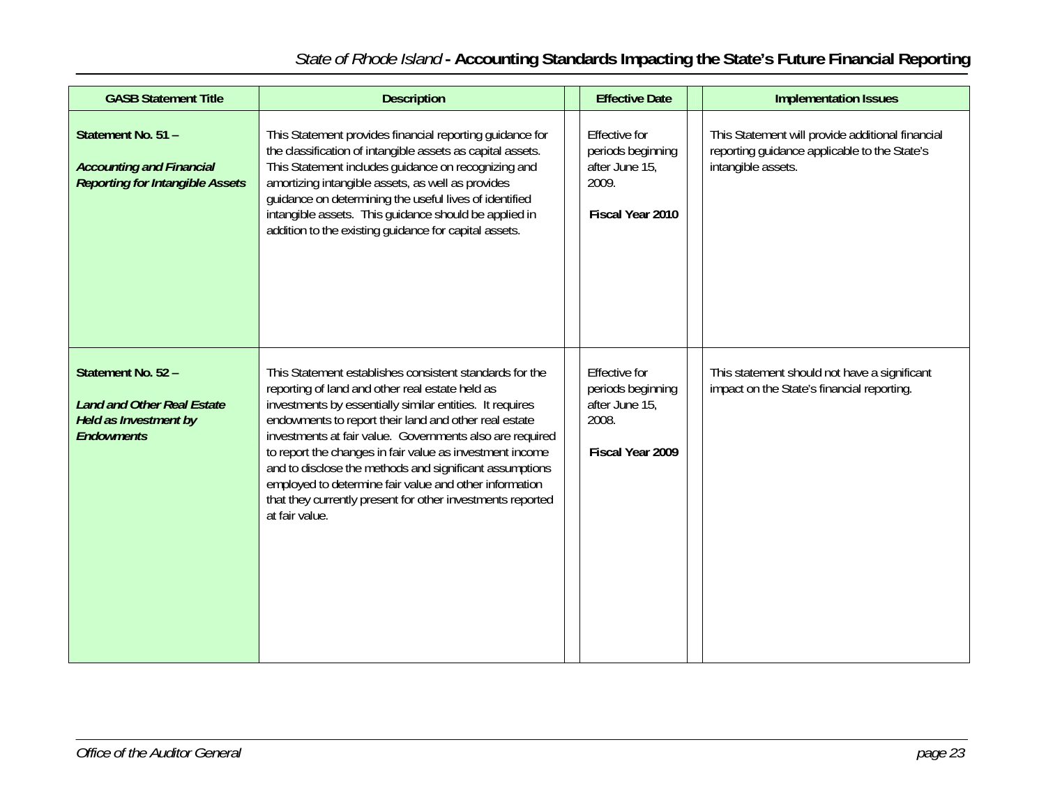| GASB Statement Title | Description | Effective Date | Implementation Issues |
|---|---|---|---|
| **Statement No. 51 –** ***Accounting and Financial Reporting for Intangible Assets*** | This Statement provides financial reporting guidance for the classification of intangible assets as capital assets. This Statement includes guidance on recognizing and amortizing intangible assets, as well as provides guidance on determining the useful lives of identified intangible assets. This guidance should be applied in addition to the existing guidance for capital assets. | Effective for periods beginning after June 15, 2009. **Fiscal Year 2010** | This Statement will provide additional financial reporting guidance applicable to the State's intangible assets. |
| **Statement No. 52 –** ***Land and Other Real Estate Held as Investment by Endowments*** | This Statement establishes consistent standards for the reporting of land and other real estate held as investments by essentially similar entities. It requires endowments to report their land and other real estate investments at fair value. Governments also are required to report the changes in fair value as investment income and to disclose the methods and significant assumptions employed to determine fair value and other information that they currently present for other investments reported at fair value. | Effective for periods beginning after June 15, 2008. **Fiscal Year 2009** | This statement should not have a significant impact on the State's financial reporting. |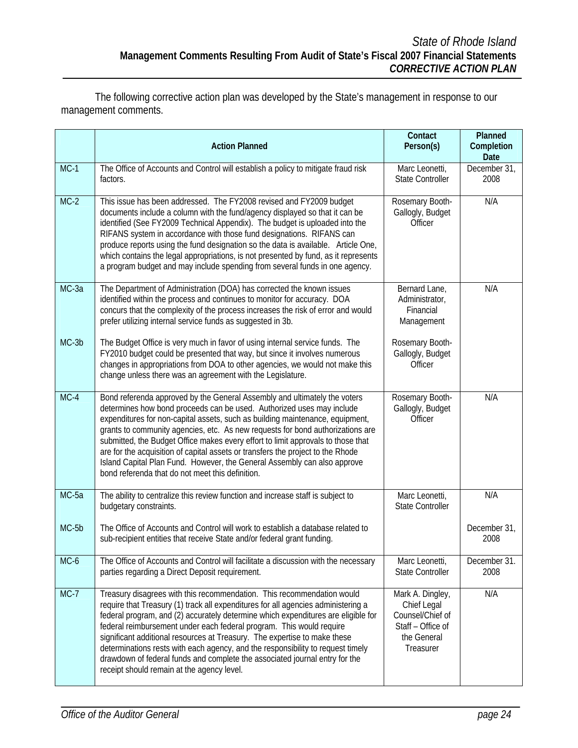*State of Rhode Island*
**Management Comments Resulting From Audit of State's Fiscal 2007 Financial Statements**
***CORRECTIVE ACTION PLAN***

The following corrective action plan was developed by the State's management in response to our management comments.

| | Action Planned | Contact Person(s) | Planned Completion Date |
|---|---|---|---|
| MC-1 | The Office of Accounts and Control will establish a policy to mitigate fraud risk factors. | Marc Leonetti, State Controller | December 31, 2008 |
| MC-2 | This issue has been addressed. The FY2008 revised and FY2009 budget documents include a column with the fund/agency displayed so that it can be identified (See FY2009 Technical Appendix). The budget is uploaded into the RIFANS system in accordance with those fund designations. RIFANS can produce reports using the fund designation so the data is available. Article One, which contains the legal appropriations, is not presented by fund, as it represents a program budget and may include spending from several funds in one agency. | Rosemary Booth-Gallogly, Budget Officer | N/A |
| MC-3a | The Department of Administration (DOA) has corrected the known issues identified within the process and continues to monitor for accuracy. DOA concurs that the complexity of the process increases the risk of error and would prefer utilizing internal service funds as suggested in 3b. | Bernard Lane, Administrator, Financial Management | N/A |
| MC-3b | The Budget Office is very much in favor of using internal service funds. The FY2010 budget could be presented that way, but since it involves numerous changes in appropriations from DOA to other agencies, we would not make this change unless there was an agreement with the Legislature. | Rosemary Booth-Gallogly, Budget Officer | |
| MC-4 | Bond referenda approved by the General Assembly and ultimately the voters determines how bond proceeds can be used. Authorized uses may include expenditures for non-capital assets, such as building maintenance, equipment, grants to community agencies, etc. As new requests for bond authorizations are submitted, the Budget Office makes every effort to limit approvals to those that are for the acquisition of capital assets or transfers the project to the Rhode Island Capital Plan Fund. However, the General Assembly can also approve bond referenda that do not meet this definition. | Rosemary Booth-Gallogly, Budget Officer | N/A |
| MC-5a | The ability to centralize this review function and increase staff is subject to budgetary constraints. | Marc Leonetti, State Controller | N/A |
| MC-5b | The Office of Accounts and Control will work to establish a database related to sub-recipient entities that receive State and/or federal grant funding. | | December 31, 2008 |
| MC-6 | The Office of Accounts and Control will facilitate a discussion with the necessary parties regarding a Direct Deposit requirement. | Marc Leonetti, State Controller | December 31. 2008 |
| MC-7 | Treasury disagrees with this recommendation. This recommendation would require that Treasury (1) track all expenditures for all agencies administering a federal program, and (2) accurately determine which expenditures are eligible for federal reimbursement under each federal program. This would require significant additional resources at Treasury. The expertise to make these determinations rests with each agency, and the responsibility to request timely drawdown of federal funds and complete the associated journal entry for the receipt should remain at the agency level. | Mark A. Dingley, Chief Legal Counsel/Chief of Staff – Office of the General Treasurer | N/A |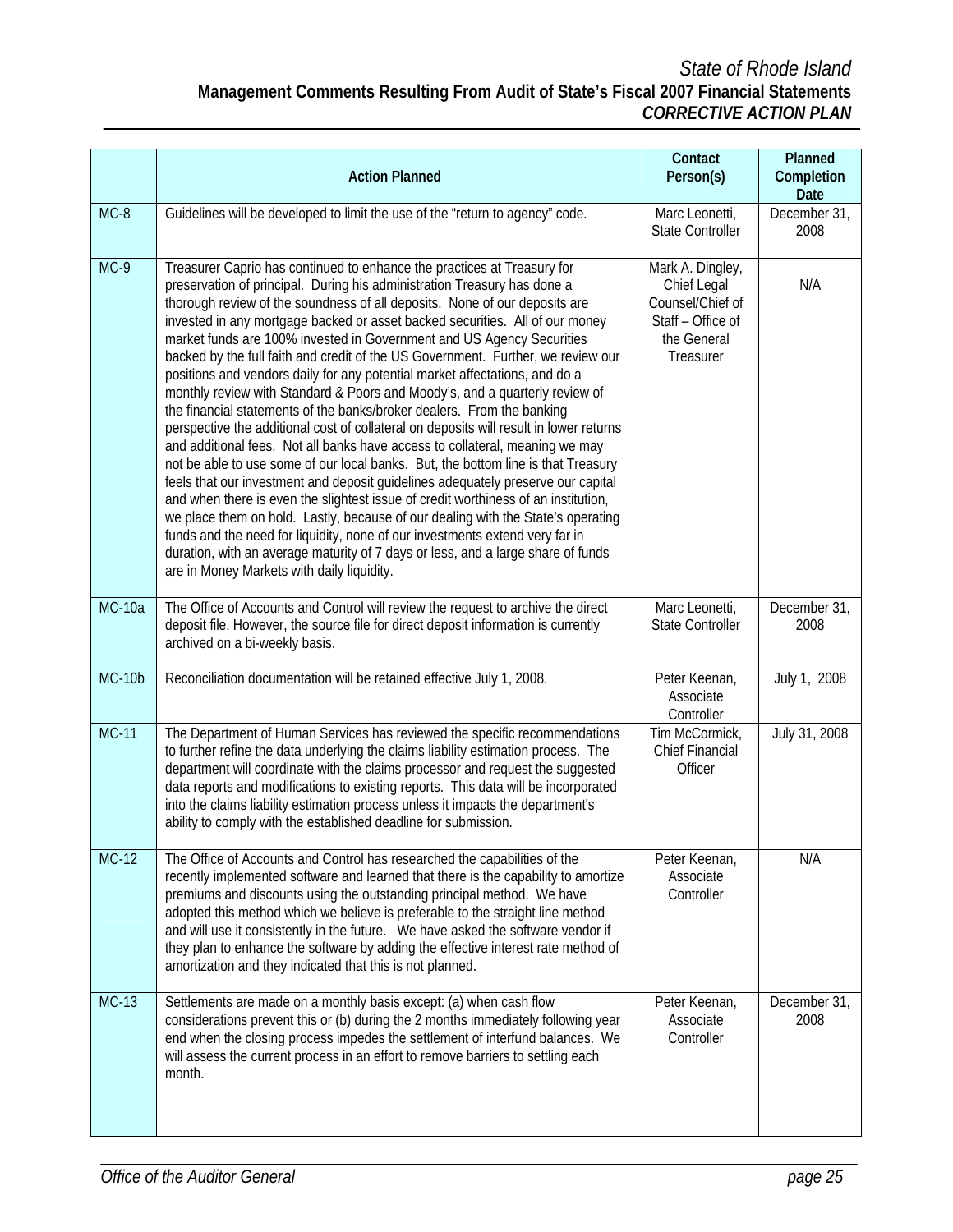# State of Rhode Island

## Management Comments Resulting From Audit of State's Fiscal 2007 Financial Statements

### *CORRECTIVE ACTION PLAN*

| | Action Planned | Contact Person(s) | Planned Completion Date |
|---|---|---|---|
| MC-8 | Guidelines will be developed to limit the use of the "return to agency" code. | Marc Leonetti, State Controller | December 31, 2008 |
| MC-9 | Treasurer Caprio has continued to enhance the practices at Treasury for preservation of principal. During his administration Treasury has done a thorough review of the soundness of all deposits. None of our deposits are invested in any mortgage backed or asset backed securities. All of our money market funds are 100% invested in Government and US Agency Securities backed by the full faith and credit of the US Government. Further, we review our positions and vendors daily for any potential market affectations, and do a monthly review with Standard & Poors and Moody's, and a quarterly review of the financial statements of the banks/broker dealers. From the banking perspective the additional cost of collateral on deposits will result in lower returns and additional fees. Not all banks have access to collateral, meaning we may not be able to use some of our local banks. But, the bottom line is that Treasury feels that our investment and deposit guidelines adequately preserve our capital and when there is even the slightest issue of credit worthiness of an institution, we place them on hold. Lastly, because of our dealing with the State's operating funds and the need for liquidity, none of our investments extend very far in duration, with an average maturity of 7 days or less, and a large share of funds are in Money Markets with daily liquidity. | Mark A. Dingley, Chief Legal Counsel/Chief of Staff – Office of the General Treasurer | N/A |
| MC-10a | The Office of Accounts and Control will review the request to archive the direct deposit file. However, the source file for direct deposit information is currently archived on a bi-weekly basis. | Marc Leonetti, State Controller | December 31, 2008 |
| MC-10b | Reconciliation documentation will be retained effective July 1, 2008. | Peter Keenan, Associate Controller | July 1, 2008 |
| MC-11 | The Department of Human Services has reviewed the specific recommendations to further refine the data underlying the claims liability estimation process. The department will coordinate with the claims processor and request the suggested data reports and modifications to existing reports. This data will be incorporated into the claims liability estimation process unless it impacts the department's ability to comply with the established deadline for submission. | Tim McCormick, Chief Financial Officer | July 31, 2008 |
| MC-12 | The Office of Accounts and Control has researched the capabilities of the recently implemented software and learned that there is the capability to amortize premiums and discounts using the outstanding principal method. We have adopted this method which we believe is preferable to the straight line method and will use it consistently in the future. We have asked the software vendor if they plan to enhance the software by adding the effective interest rate method of amortization and they indicated that this is not planned. | Peter Keenan, Associate Controller | N/A |
| MC-13 | Settlements are made on a monthly basis except: (a) when cash flow considerations prevent this or (b) during the 2 months immediately following year end when the closing process impedes the settlement of interfund balances. We will assess the current process in an effort to remove barriers to settling each month. | Peter Keenan, Associate Controller | December 31, 2008 |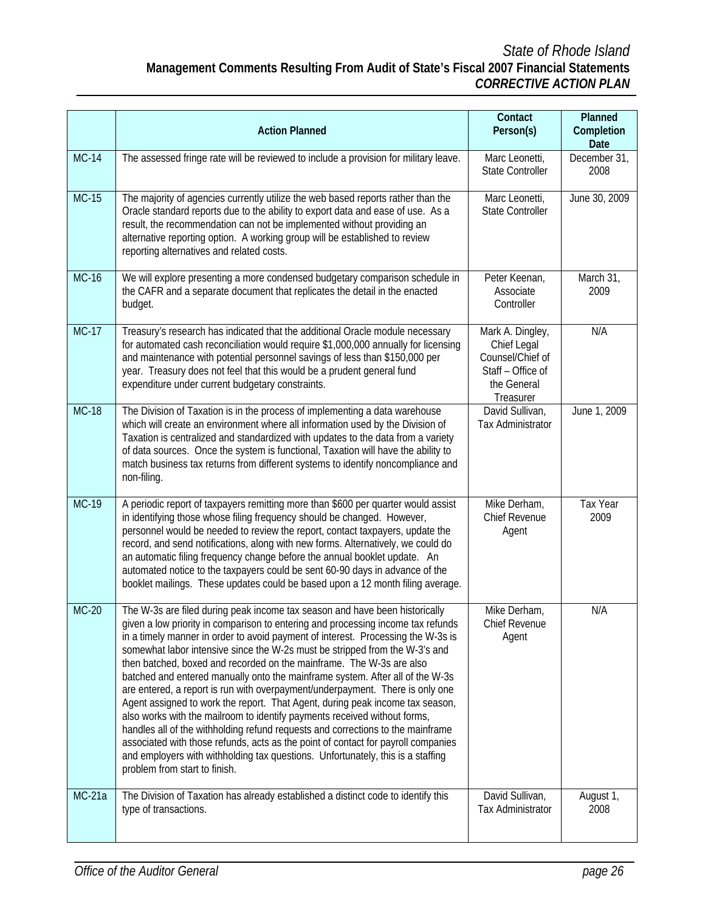|  | Action Planned | Contact Person(s) | Planned Completion Date |
|---|---|---|---|
| MC-14 | The assessed fringe rate will be reviewed to include a provision for military leave. | Marc Leonetti, State Controller | December 31, 2008 |
| MC-15 | The majority of agencies currently utilize the web based reports rather than the Oracle standard reports due to the ability to export data and ease of use. As a result, the recommendation can not be implemented without providing an alternative reporting option. A working group will be established to review reporting alternatives and related costs. | Marc Leonetti, State Controller | June 30, 2009 |
| MC-16 | We will explore presenting a more condensed budgetary comparison schedule in the CAFR and a separate document that replicates the detail in the enacted budget. | Peter Keenan, Associate Controller | March 31, 2009 |
| MC-17 | Treasury's research has indicated that the additional Oracle module necessary for automated cash reconciliation would require $1,000,000 annually for licensing and maintenance with potential personnel savings of less than $150,000 per year. Treasury does not feel that this would be a prudent general fund expenditure under current budgetary constraints. | Mark A. Dingley, Chief Legal Counsel/Chief of Staff – Office of the General Treasurer | N/A |
| MC-18 | The Division of Taxation is in the process of implementing a data warehouse which will create an environment where all information used by the Division of Taxation is centralized and standardized with updates to the data from a variety of data sources. Once the system is functional, Taxation will have the ability to match business tax returns from different systems to identify noncompliance and non-filing. | David Sullivan, Tax Administrator | June 1, 2009 |
| MC-19 | A periodic report of taxpayers remitting more than $600 per quarter would assist in identifying those whose filing frequency should be changed. However, personnel would be needed to review the report, contact taxpayers, update the record, and send notifications, along with new forms. Alternatively, we could do an automatic filing frequency change before the annual booklet update. An automated notice to the taxpayers could be sent 60-90 days in advance of the booklet mailings. These updates could be based upon a 12 month filing average. | Mike Derham, Chief Revenue Agent | Tax Year 2009 |
| MC-20 | The W-3s are filed during peak income tax season and have been historically given a low priority in comparison to entering and processing income tax refunds in a timely manner in order to avoid payment of interest. Processing the W-3s is somewhat labor intensive since the W-2s must be stripped from the W-3's and then batched, boxed and recorded on the mainframe. The W-3s are also batched and entered manually onto the mainframe system. After all of the W-3s are entered, a report is run with overpayment/underpayment. There is only one Agent assigned to work the report. That Agent, during peak income tax season, also works with the mailroom to identify payments received without forms, handles all of the withholding refund requests and corrections to the mainframe associated with those refunds, acts as the point of contact for payroll companies and employers with withholding tax questions. Unfortunately, this is a staffing problem from start to finish. | Mike Derham, Chief Revenue Agent | N/A |
| MC-21a | The Division of Taxation has already established a distinct code to identify this type of transactions. | David Sullivan, Tax Administrator | August 1, 2008 |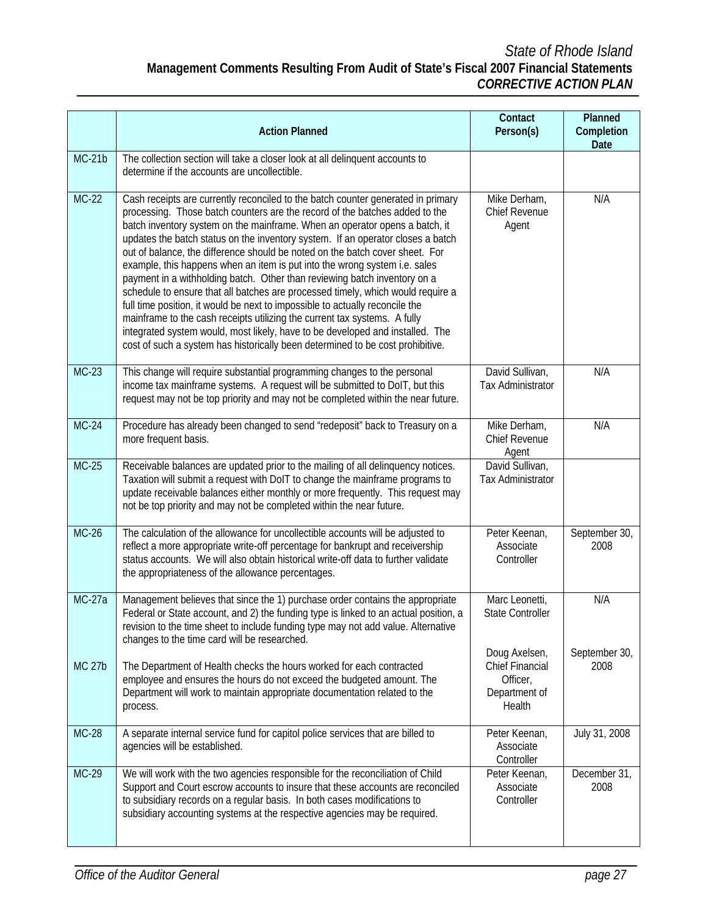| | Action Planned | Contact Person(s) | Planned Completion Date |
|---|---|---|---|
| MC-21b | The collection section will take a closer look at all delinquent accounts to determine if the accounts are uncollectible. | | |
| MC-22 | Cash receipts are currently reconciled to the batch counter generated in primary processing. Those batch counters are the record of the batches added to the batch inventory system on the mainframe. When an operator opens a batch, it updates the batch status on the inventory system. If an operator closes a batch out of balance, the difference should be noted on the batch cover sheet. For example, this happens when an item is put into the wrong system i.e. sales payment in a withholding batch. Other than reviewing batch inventory on a schedule to ensure that all batches are processed timely, which would require a full time position, it would be next to impossible to actually reconcile the mainframe to the cash receipts utilizing the current tax systems. A fully integrated system would, most likely, have to be developed and installed. The cost of such a system has historically been determined to be cost prohibitive. | Mike Derham, Chief Revenue Agent | N/A |
| MC-23 | This change will require substantial programming changes to the personal income tax mainframe systems. A request will be submitted to DoIT, but this request may not be top priority and may not be completed within the near future. | David Sullivan, Tax Administrator | N/A |
| MC-24 | Procedure has already been changed to send "redeposit" back to Treasury on a more frequent basis. | Mike Derham, Chief Revenue Agent | N/A |
| MC-25 | Receivable balances are updated prior to the mailing of all delinquency notices. Taxation will submit a request with DoIT to change the mainframe programs to update receivable balances either monthly or more frequently. This request may not be top priority and may not be completed within the near future. | David Sullivan, Tax Administrator | |
| MC-26 | The calculation of the allowance for uncollectible accounts will be adjusted to reflect a more appropriate write-off percentage for bankrupt and receivership status accounts. We will also obtain historical write-off data to further validate the appropriateness of the allowance percentages. | Peter Keenan, Associate Controller | September 30, 2008 |
| MC-27a | Management believes that since the 1) purchase order contains the appropriate Federal or State account, and 2) the funding type is linked to an actual position, a revision to the time sheet to include funding type may not add value. Alternative changes to the time card will be researched. | Marc Leonetti, State Controller | N/A |
| MC 27b | The Department of Health checks the hours worked for each contracted employee and ensures the hours do not exceed the budgeted amount. The Department will work to maintain appropriate documentation related to the process. | Doug Axelsen, Chief Financial Officer, Department of Health | September 30, 2008 |
| MC-28 | A separate internal service fund for capitol police services that are billed to agencies will be established. | Peter Keenan, Associate Controller | July 31, 2008 |
| MC-29 | We will work with the two agencies responsible for the reconciliation of Child Support and Court escrow accounts to insure that these accounts are reconciled to subsidiary records on a regular basis. In both cases modifications to subsidiary accounting systems at the respective agencies may be required. | Peter Keenan, Associate Controller | December 31, 2008 |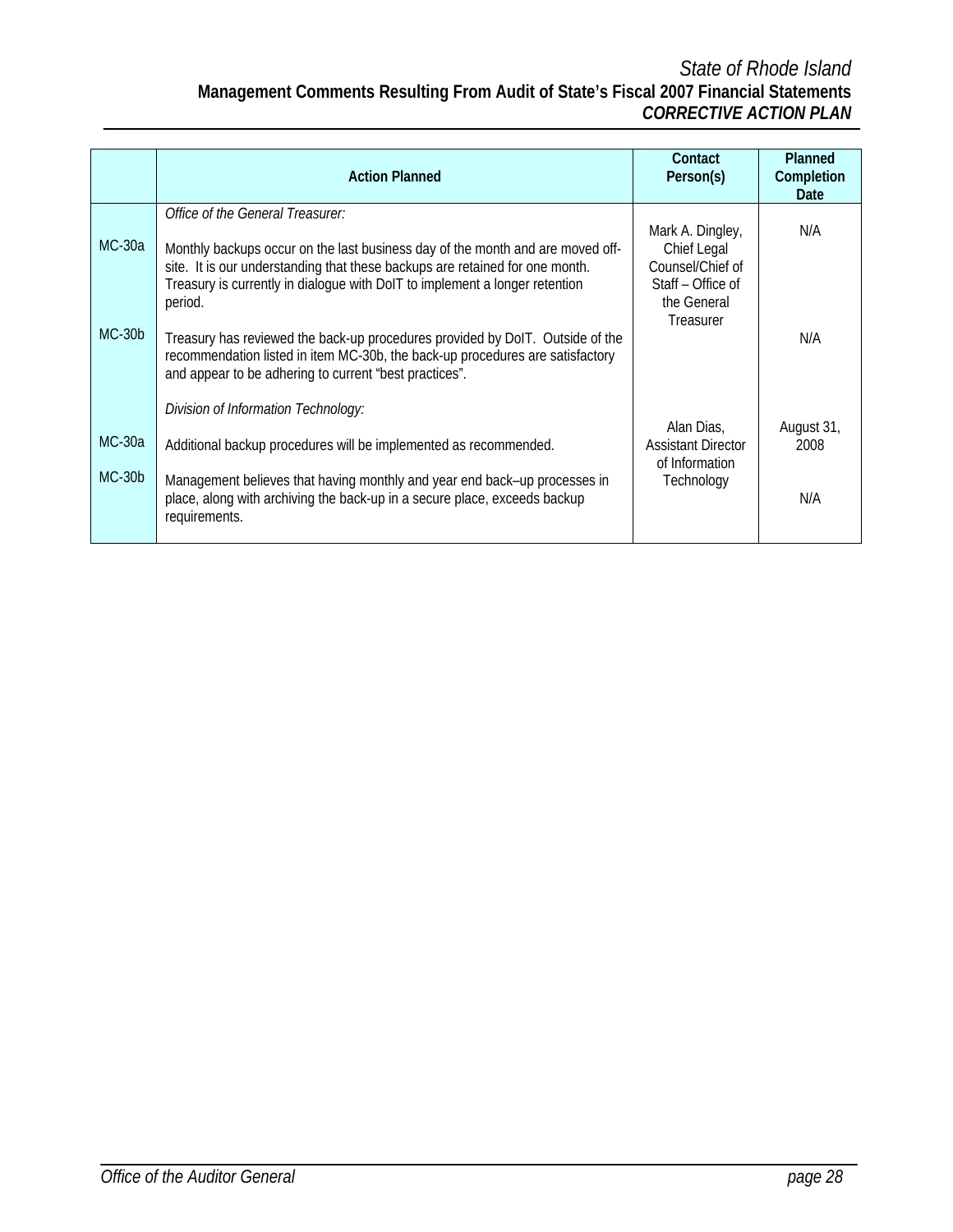*State of Rhode Island*
**Management Comments Resulting From Audit of State's Fiscal 2007 Financial Statements**
***CORRECTIVE ACTION PLAN***

| | Action Planned | Contact Person(s) | Planned Completion Date |
|---|---|---|---|
| | *Office of the General Treasurer:* | | |
| MC-30a | Monthly backups occur on the last business day of the month and are moved off-site. It is our understanding that these backups are retained for one month. Treasury is currently in dialogue with DoIT to implement a longer retention period. | Mark A. Dingley, Chief Legal Counsel/Chief of Staff – Office of the General Treasurer | N/A |
| MC-30b | Treasury has reviewed the back-up procedures provided by DoIT. Outside of the recommendation listed in item MC-30b, the back-up procedures are satisfactory and appear to be adhering to current "best practices". | | N/A |
| | *Division of Information Technology:* | | |
| MC-30a | Additional backup procedures will be implemented as recommended. | Alan Dias, Assistant Director of Information Technology | August 31, 2008 |
| MC-30b | Management believes that having monthly and year end back–up processes in place, along with archiving the back-up in a secure place, exceeds backup requirements. | | N/A |